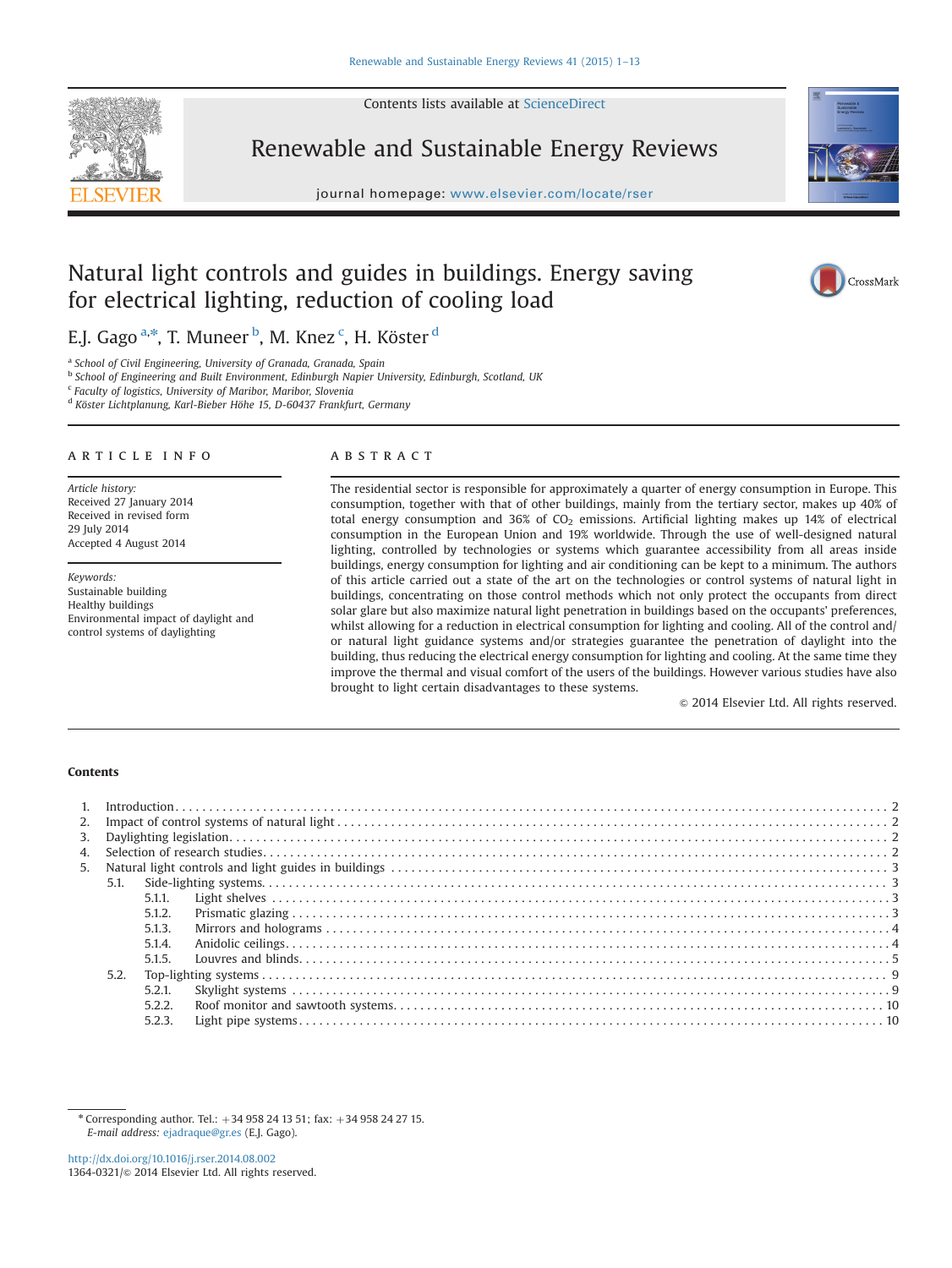# Natural light controls and guides in buildings. Energy saving for electrical lighting, reduction of cooling load

E.J. Gago [a,*], T. Muneer [b], M. Knez [c], H. Köster [d]

[a] School of Civil Engineering, University of Granada, Granada, Spain
[b] School of Engineering and Built Environment, Edinburgh Napier University, Edinburgh, Scotland, UK
[c] Faculty of logistics, University of Maribor, Maribor, Slovenia
[d] Köster Lichtplanung, Karl-Bieber Höhe 15, D-60437 Frankfurt, Germany

## ARTICLE INFO

*Article history:*
Received 27 January 2014
Received in revised form
29 July 2014
Accepted 4 August 2014

*Keywords:*
Sustainable building
Healthy buildings
Environmental impact of daylight and control systems of daylighting

## ABSTRACT

The residential sector is responsible for approximately a quarter of energy consumption in Europe. This consumption, together with that of other buildings, mainly from the tertiary sector, makes up 40% of total energy consumption and 36% of $CO_2$ emissions. Artificial lighting makes up 14% of electrical consumption in the European Union and 19% worldwide. Through the use of well-designed natural lighting, controlled by technologies or systems which guarantee accessibility from all areas inside buildings, energy consumption for lighting and air conditioning can be kept to a minimum. The authors of this article carried out a state of the art on the technologies or control systems of natural light in buildings, concentrating on those control methods which not only protect the occupants from direct solar glare but also maximize natural light penetration in buildings based on the occupants' preferences, whilst allowing for a reduction in electrical consumption for lighting and cooling. All of the control and/or natural light guidance systems and/or strategies guarantee the penetration of daylight into the building, thus reducing the electrical energy consumption for lighting and cooling. At the same time they improve the thermal and visual comfort of the users of the buildings. However various studies have also brought to light certain disadvantages to these systems.

© 2014 Elsevier Ltd. All rights reserved.

## Contents

1. Introduction . . . 2
2. Impact of control systems of natural light . . . 2
3. Daylighting legislation . . . 2
4. Selection of research studies . . . 2
5. Natural light controls and light guides in buildings . . . 3
   - 5.1. Side-lighting systems . . . 3
     - 5.1.1. Light shelves . . . 3
     - 5.1.2. Prismatic glazing . . . 3
     - 5.1.3. Mirrors and holograms . . . 4
     - 5.1.4. Anidolic ceilings . . . 4
     - 5.1.5. Louvres and blinds . . . 5
   - 5.2. Top-lighting systems . . . 9
     - 5.2.1. Skylight systems . . . 9
     - 5.2.2. Roof monitor and sawtooth systems . . . 10
     - 5.2.3. Light pipe systems . . . 10

* Corresponding author. Tel.: +34 958 24 13 51; fax: +34 958 24 27 15.
*E-mail address:* ejadraque@gr.es (E.J. Gago).

http://dx.doi.org/10.1016/j.rser.2014.08.002
1364-0321/© 2014 Elsevier Ltd. All rights reserved.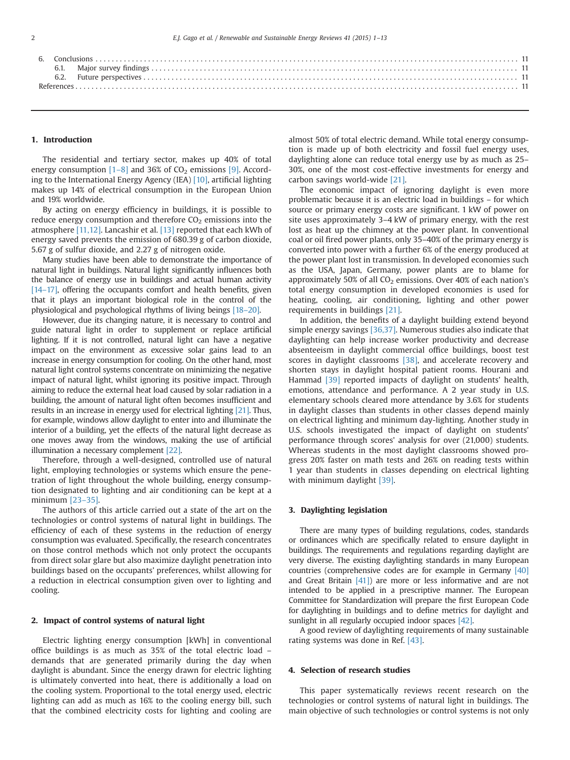6. Conclusions . . . . . . . . . . . . . . . . . . . . . . . . . . . . . . . . . . . . . . . . . . . . . . . . . . . . . . . . . . . . . . . . . 11
   6.1. Major survey findings . . . . . . . . . . . . . . . . . . . . . . . . . . . . . . . . . . . . . . . . . . . . . . . . . . . 11
   6.2. Future perspectives . . . . . . . . . . . . . . . . . . . . . . . . . . . . . . . . . . . . . . . . . . . . . . . . . . . . 11

References . . . . . . . . . . . . . . . . . . . . . . . . . . . . . . . . . . . . . . . . . . . . . . . . . . . . . . . . . . . . . . . . . 11

## 1. Introduction

The residential and tertiary sector, makes up 40% of total energy consumption [1–8] and 36% of $CO_2$ emissions [9]. According to the International Energy Agency (IEA) [10], artificial lighting makes up 14% of electrical consumption in the European Union and 19% worldwide.

By acting on energy efficiency in buildings, it is possible to reduce energy consumption and therefore $CO_2$ emissions into the atmosphere [11,12]. Lancashir et al. [13] reported that each kWh of energy saved prevents the emission of 680.39 g of carbon dioxide, 5.67 g of sulfur dioxide, and 2.27 g of nitrogen oxide.

Many studies have been able to demonstrate the importance of natural light in buildings. Natural light significantly influences both the balance of energy use in buildings and actual human activity [14–17], offering the occupants comfort and health benefits, given that it plays an important biological role in the control of the physiological and psychological rhythms of living beings [18–20].

However, due its changing nature, it is necessary to control and guide natural light in order to supplement or replace artificial lighting. If it is not controlled, natural light can have a negative impact on the environment as excessive solar gains lead to an increase in energy consumption for cooling. On the other hand, most natural light control systems concentrate on minimizing the negative impact of natural light, whilst ignoring its positive impact. Through aiming to reduce the external heat load caused by solar radiation in a building, the amount of natural light often becomes insufficient and results in an increase in energy used for electrical lighting [21]. Thus, for example, windows allow daylight to enter into and illuminate the interior of a building, yet the effects of the natural light decrease as one moves away from the windows, making the use of artificial illumination a necessary complement [22].

Therefore, through a well-designed, controlled use of natural light, employing technologies or systems which ensure the penetration of light throughout the whole building, energy consumption designated to lighting and air conditioning can be kept at a minimum [23–35].

The authors of this article carried out a state of the art on the technologies or control systems of natural light in buildings. The efficiency of each of these systems in the reduction of energy consumption was evaluated. Specifically, the research concentrates on those control methods which not only protect the occupants from direct solar glare but also maximize daylight penetration into buildings based on the occupants' preferences, whilst allowing for a reduction in electrical consumption given over to lighting and cooling.

## 2. Impact of control systems of natural light

Electric lighting energy consumption [kWh] in conventional office buildings is as much as 35% of the total electric load – demands that are generated primarily during the day when daylight is abundant. Since the energy drawn for electric lighting is ultimately converted into heat, there is additionally a load on the cooling system. Proportional to the total energy used, electric lighting can add as much as 16% to the cooling energy bill, such that the combined electricity costs for lighting and cooling are almost 50% of total electric demand. While total energy consumption is made up of both electricity and fossil fuel energy uses, daylighting alone can reduce total energy use by as much as 25–30%, one of the most cost-effective investments for energy and carbon savings world-wide [21].

The economic impact of ignoring daylight is even more problematic because it is an electric load in buildings – for which source or primary energy costs are significant. 1 kW of power on site uses approximately 3–4 kW of primary energy, with the rest lost as heat up the chimney at the power plant. In conventional coal or oil fired power plants, only 35–40% of the primary energy is converted into power with a further 6% of the energy produced at the power plant lost in transmission. In developed economies such as the USA, Japan, Germany, power plants are to blame for approximately 50% of all $CO_2$ emissions. Over 40% of each nation's total energy consumption in developed economies is used for heating, cooling, air conditioning, lighting and other power requirements in buildings [21].

In addition, the benefits of a daylight building extend beyond simple energy savings [36,37]. Numerous studies also indicate that daylighting can help increase worker productivity and decrease absenteeism in daylight commercial office buildings, boost test scores in daylight classrooms [38], and accelerate recovery and shorten stays in daylight hospital patient rooms. Hourani and Hammad [39] reported impacts of daylight on students' health, emotions, attendance and performance. A 2 year study in U.S. elementary schools cleared more attendance by 3.6% for students in daylight classes than students in other classes depend mainly on electrical lighting and minimum day-lighting. Another study in U.S. schools investigated the impact of daylight on students' performance through scores' analysis for over (21,000) students. Whereas students in the most daylight classrooms showed progress 20% faster on math tests and 26% on reading tests within 1 year than students in classes depending on electrical lighting with minimum daylight [39].

## 3. Daylighting legislation

There are many types of building regulations, codes, standards or ordinances which are specifically related to ensure daylight in buildings. The requirements and regulations regarding daylight are very diverse. The existing daylighting standards in many European countries (comprehensive codes are for example in Germany [40] and Great Britain [41]) are more or less informative and are not intended to be applied in a prescriptive manner. The European Committee for Standardization will prepare the first European Code for daylighting in buildings and to define metrics for daylight and sunlight in all regularly occupied indoor spaces [42].

A good review of daylighting requirements of many sustainable rating systems was done in Ref. [43].

## 4. Selection of research studies

This paper systematically reviews recent research on the technologies or control systems of natural light in buildings. The main objective of such technologies or control systems is not only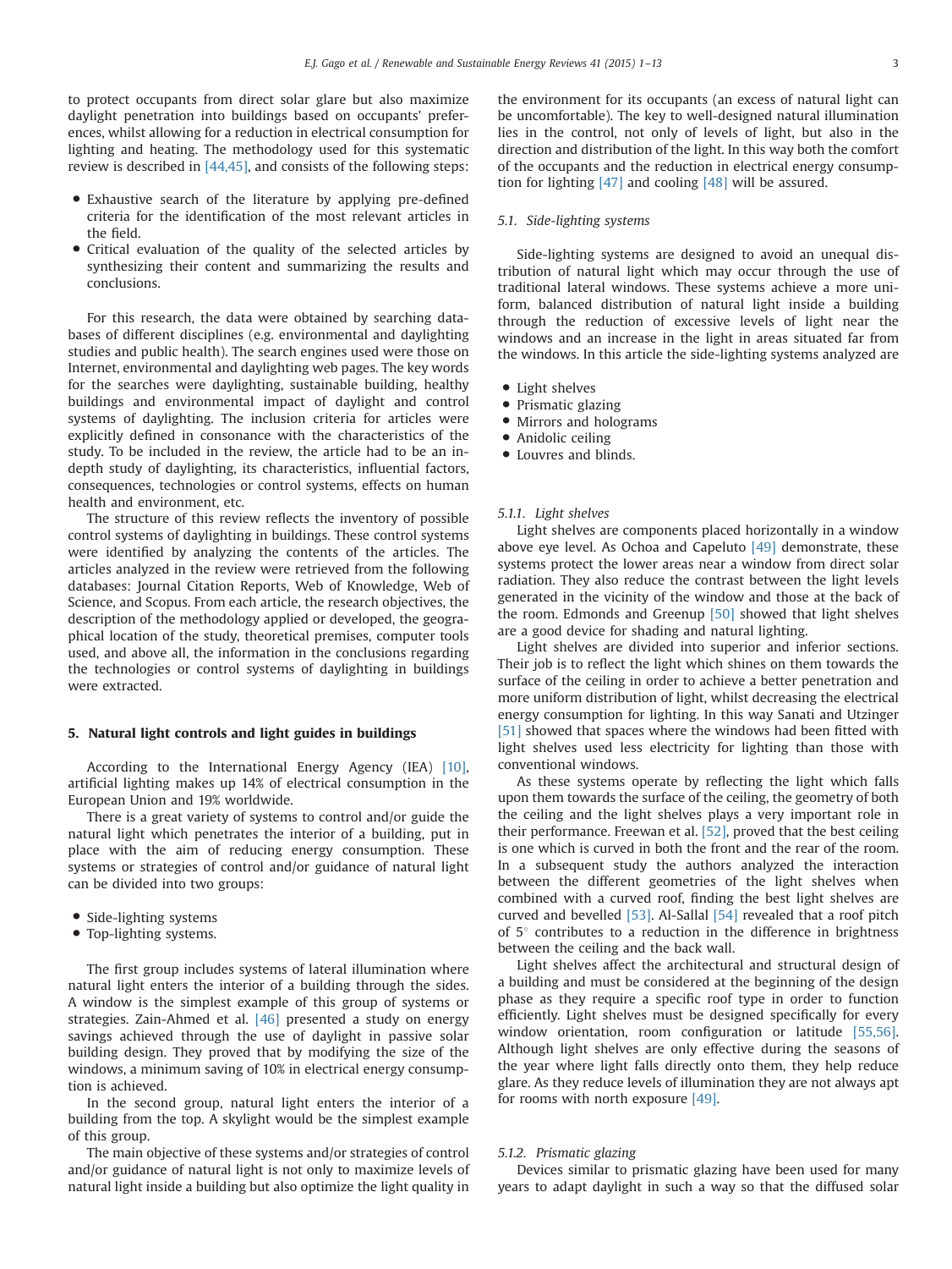to protect occupants from direct solar glare but also maximize daylight penetration into buildings based on occupants' preferences, whilst allowing for a reduction in electrical consumption for lighting and heating. The methodology used for this systematic review is described in [44,45], and consists of the following steps:

- Exhaustive search of the literature by applying pre-defined criteria for the identification of the most relevant articles in the field.
- Critical evaluation of the quality of the selected articles by synthesizing their content and summarizing the results and conclusions.

For this research, the data were obtained by searching databases of different disciplines (e.g. environmental and daylighting studies and public health). The search engines used were those on Internet, environmental and daylighting web pages. The key words for the searches were daylighting, sustainable building, healthy buildings and environmental impact of daylight and control systems of daylighting. The inclusion criteria for articles were explicitly defined in consonance with the characteristics of the study. To be included in the review, the article had to be an in-depth study of daylighting, its characteristics, influential factors, consequences, technologies or control systems, effects on human health and environment, etc.

The structure of this review reflects the inventory of possible control systems of daylighting in buildings. These control systems were identified by analyzing the contents of the articles. The articles analyzed in the review were retrieved from the following databases: Journal Citation Reports, Web of Knowledge, Web of Science, and Scopus. From each article, the research objectives, the description of the methodology applied or developed, the geographical location of the study, theoretical premises, computer tools used, and above all, the information in the conclusions regarding the technologies or control systems of daylighting in buildings were extracted.

## 5. Natural light controls and light guides in buildings

According to the International Energy Agency (IEA) [10], artificial lighting makes up 14% of electrical consumption in the European Union and 19% worldwide.

There is a great variety of systems to control and/or guide the natural light which penetrates the interior of a building, put in place with the aim of reducing energy consumption. These systems or strategies of control and/or guidance of natural light can be divided into two groups:

- Side-lighting systems
- Top-lighting systems.

The first group includes systems of lateral illumination where natural light enters the interior of a building through the sides. A window is the simplest example of this group of systems or strategies. Zain-Ahmed et al. [46] presented a study on energy savings achieved through the use of daylight in passive solar building design. They proved that by modifying the size of the windows, a minimum saving of 10% in electrical energy consumption is achieved.

In the second group, natural light enters the interior of a building from the top. A skylight would be the simplest example of this group.

The main objective of these systems and/or strategies of control and/or guidance of natural light is not only to maximize levels of natural light inside a building but also optimize the light quality in the environment for its occupants (an excess of natural light can be uncomfortable). The key to well-designed natural illumination lies in the control, not only of levels of light, but also in the direction and distribution of the light. In this way both the comfort of the occupants and the reduction in electrical energy consumption for lighting [47] and cooling [48] will be assured.

### 5.1. Side-lighting systems

Side-lighting systems are designed to avoid an unequal distribution of natural light which may occur through the use of traditional lateral windows. These systems achieve a more uniform, balanced distribution of natural light inside a building through the reduction of excessive levels of light near the windows and an increase in the light in areas situated far from the windows. In this article the side-lighting systems analyzed are

- Light shelves
- Prismatic glazing
- Mirrors and holograms
- Anidolic ceiling
- Louvres and blinds.

#### 5.1.1. Light shelves

Light shelves are components placed horizontally in a window above eye level. As Ochoa and Capeluto [49] demonstrate, these systems protect the lower areas near a window from direct solar radiation. They also reduce the contrast between the light levels generated in the vicinity of the window and those at the back of the room. Edmonds and Greenup [50] showed that light shelves are a good device for shading and natural lighting.

Light shelves are divided into superior and inferior sections. Their job is to reflect the light which shines on them towards the surface of the ceiling in order to achieve a better penetration and more uniform distribution of light, whilst decreasing the electrical energy consumption for lighting. In this way Sanati and Utzinger [51] showed that spaces where the windows had been fitted with light shelves used less electricity for lighting than those with conventional windows.

As these systems operate by reflecting the light which falls upon them towards the surface of the ceiling, the geometry of both the ceiling and the light shelves plays a very important role in their performance. Freewan et al. [52], proved that the best ceiling is one which is curved in both the front and the rear of the room. In a subsequent study the authors analyzed the interaction between the different geometries of the light shelves when combined with a curved roof, finding the best light shelves are curved and bevelled [53]. Al-Sallal [54] revealed that a roof pitch of 5° contributes to a reduction in the difference in brightness between the ceiling and the back wall.

Light shelves affect the architectural and structural design of a building and must be considered at the beginning of the design phase as they require a specific roof type in order to function efficiently. Light shelves must be designed specifically for every window orientation, room configuration or latitude [55,56]. Although light shelves are only effective during the seasons of the year where light falls directly onto them, they help reduce glare. As they reduce levels of illumination they are not always apt for rooms with north exposure [49].

#### 5.1.2. Prismatic glazing

Devices similar to prismatic glazing have been used for many years to adapt daylight in such a way so that the diffused solar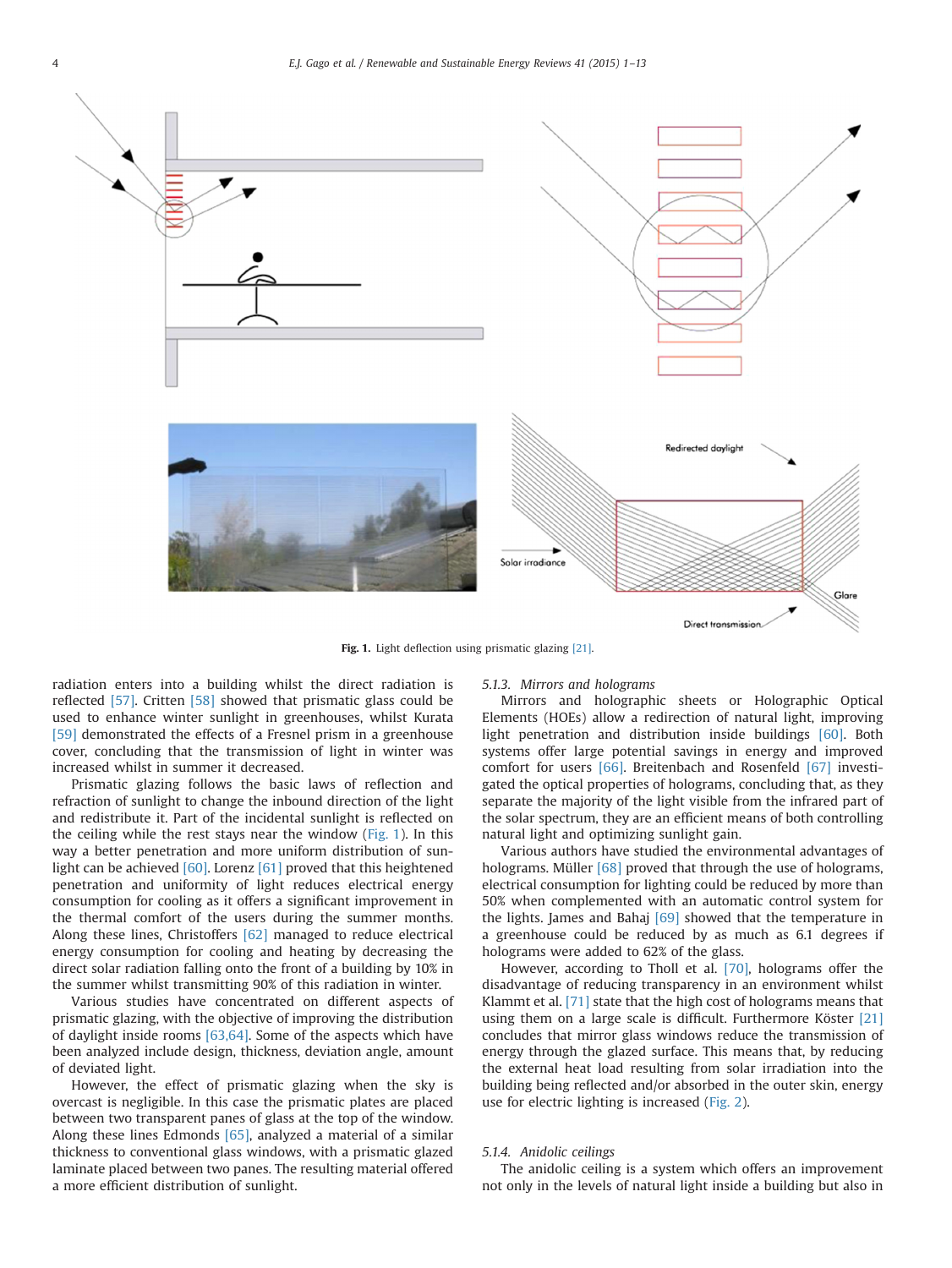Fig. 1. Light deflection using prismatic glazing [21].

radiation enters into a building whilst the direct radiation is reflected [57]. Critten [58] showed that prismatic glass could be used to enhance winter sunlight in greenhouses, whilst Kurata [59] demonstrated the effects of a Fresnel prism in a greenhouse cover, concluding that the transmission of light in winter was increased whilst in summer it decreased.

Prismatic glazing follows the basic laws of reflection and refraction of sunlight to change the inbound direction of the light and redistribute it. Part of the incidental sunlight is reflected on the ceiling while the rest stays near the window (Fig. 1). In this way a better penetration and more uniform distribution of sunlight can be achieved [60]. Lorenz [61] proved that this heightened penetration and uniformity of light reduces electrical energy consumption for cooling as it offers a significant improvement in the thermal comfort of the users during the summer months. Along these lines, Christoffers [62] managed to reduce electrical energy consumption for cooling and heating by decreasing the direct solar radiation falling onto the front of a building by 10% in the summer whilst transmitting 90% of this radiation in winter.

Various studies have concentrated on different aspects of prismatic glazing, with the objective of improving the distribution of daylight inside rooms [63,64]. Some of the aspects which have been analyzed include design, thickness, deviation angle, amount of deviated light.

However, the effect of prismatic glazing when the sky is overcast is negligible. In this case the prismatic plates are placed between two transparent panes of glass at the top of the window. Along these lines Edmonds [65], analyzed a material of a similar thickness to conventional glass windows, with a prismatic glazed laminate placed between two panes. The resulting material offered a more efficient distribution of sunlight.

#### 5.1.3. Mirrors and holograms

Mirrors and holographic sheets or Holographic Optical Elements (HOEs) allow a redirection of natural light, improving light penetration and distribution inside buildings [60]. Both systems offer large potential savings in energy and improved comfort for users [66]. Breitenbach and Rosenfeld [67] investigated the optical properties of holograms, concluding that, as they separate the majority of the light visible from the infrared part of the solar spectrum, they are an efficient means of both controlling natural light and optimizing sunlight gain.

Various authors have studied the environmental advantages of holograms. Müller [68] proved that through the use of holograms, electrical consumption for lighting could be reduced by more than 50% when complemented with an automatic control system for the lights. James and Bahaj [69] showed that the temperature in a greenhouse could be reduced by as much as 6.1 degrees if holograms were added to 62% of the glass.

However, according to Tholl et al. [70], holograms offer the disadvantage of reducing transparency in an environment whilst Klammt et al. [71] state that the high cost of holograms means that using them on a large scale is difficult. Furthermore Köster [21] concludes that mirror glass windows reduce the transmission of energy through the glazed surface. This means that, by reducing the external heat load resulting from solar irradiation into the building being reflected and/or absorbed in the outer skin, energy use for electric lighting is increased (Fig. 2).

#### 5.1.4. Anidolic ceilings

The anidolic ceiling is a system which offers an improvement not only in the levels of natural light inside a building but also in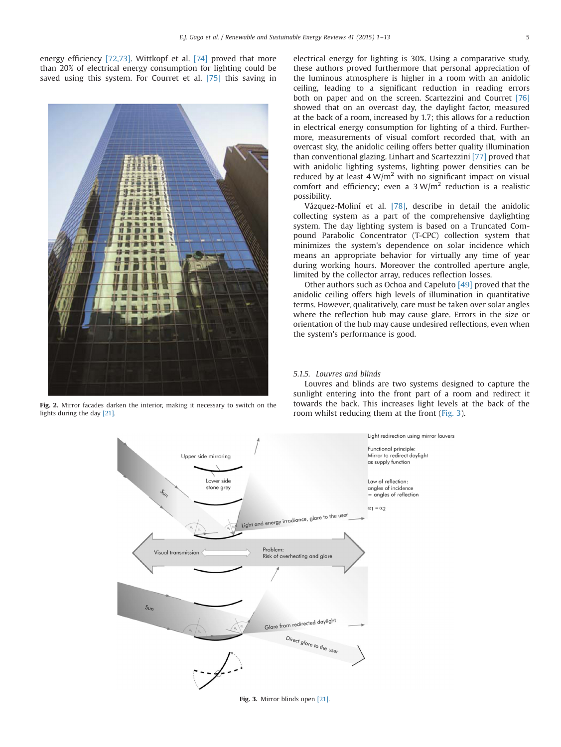energy efficiency [72,73]. Wittkopf et al. [74] proved that more than 20% of electrical energy consumption for lighting could be saved using this system. For Courret et al. [75] this saving in electrical energy for lighting is 30%. Using a comparative study, these authors proved furthermore that personal appreciation of the luminous atmosphere is higher in a room with an anidolic ceiling, leading to a significant reduction in reading errors both on paper and on the screen. Scartezzini and Courret [76] showed that on an overcast day, the daylight factor, measured at the back of a room, increased by 1.7; this allows for a reduction in electrical energy consumption for lighting of a third. Furthermore, measurements of visual comfort recorded that, with an overcast sky, the anidolic ceiling offers better quality illumination than conventional glazing. Linhart and Scartezzini [77] proved that with anidolic lighting systems, lighting power densities can be reduced by at least 4 W/m$^2$ with no significant impact on visual comfort and efficiency; even a 3 W/m$^2$ reduction is a realistic possibility.

Vázquez-Moliní et al. [78], describe in detail the anidolic collecting system as a part of the comprehensive daylighting system. The day lighting system is based on a Truncated Compound Parabolic Concentrator (T-CPC) collection system that minimizes the system's dependence on solar incidence which means an appropriate behavior for virtually any time of year during working hours. Moreover the controlled aperture angle, limited by the collector array, reduces reflection losses.

Other authors such as Ochoa and Capeluto [49] proved that the anidolic ceiling offers high levels of illumination in quantitative terms. However, qualitatively, care must be taken over solar angles where the reflection hub may cause glare. Errors in the size or orientation of the hub may cause undesired reflections, even when the system's performance is good.

**Fig. 2.** Mirror facades darken the interior, making it necessary to switch on the lights during the day [21].

*5.1.5. Louvres and blinds*

Louvres and blinds are two systems designed to capture the sunlight entering into the front part of a room and redirect it towards the back. This increases light levels at the back of the room whilst reducing them at the front (Fig. 3).

**Fig. 3.** Mirror blinds open [21].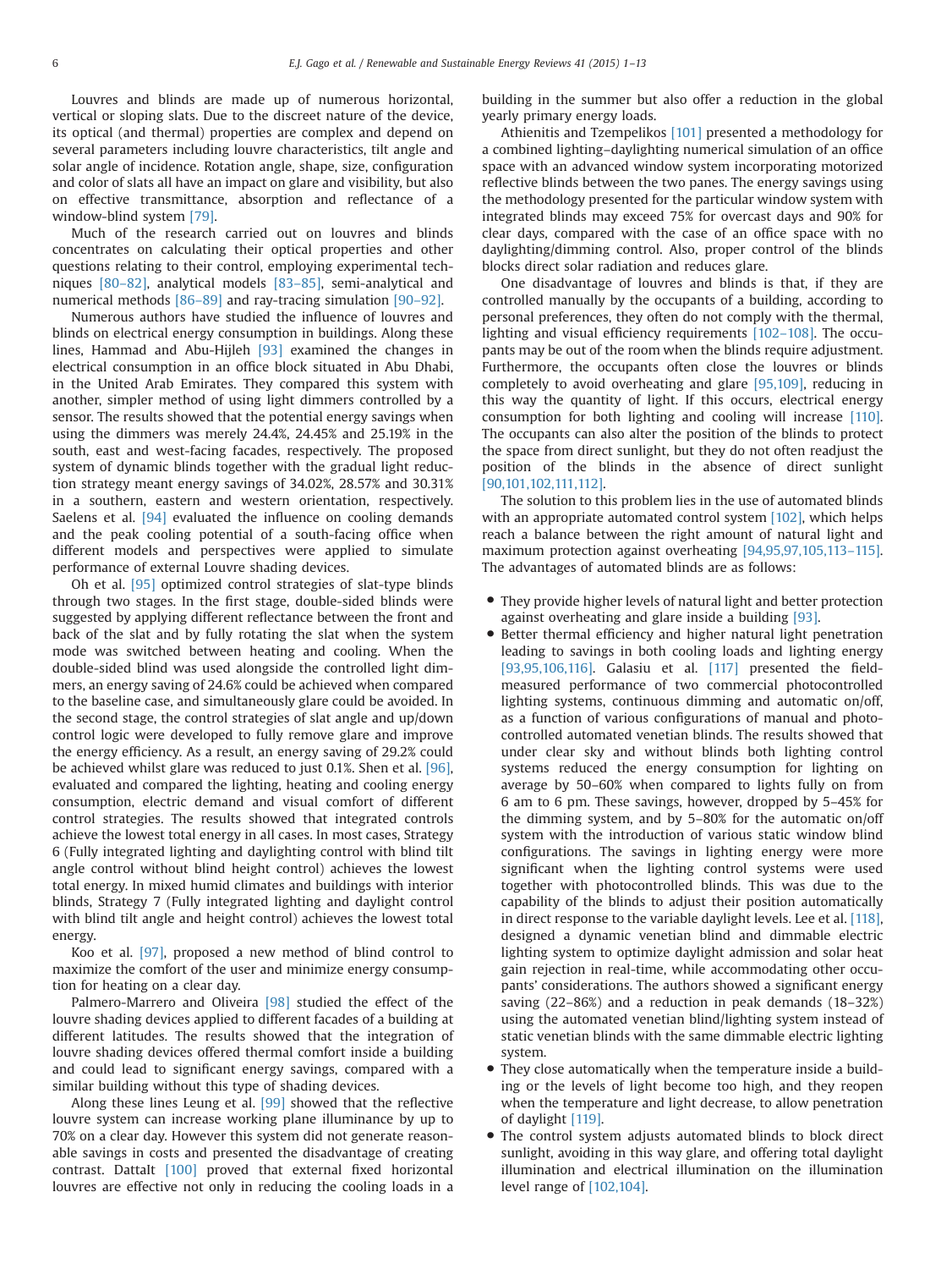Louvres and blinds are made up of numerous horizontal, vertical or sloping slats. Due to the discreet nature of the device, its optical (and thermal) properties are complex and depend on several parameters including louvre characteristics, tilt angle and solar angle of incidence. Rotation angle, shape, size, configuration and color of slats all have an impact on glare and visibility, but also on effective transmittance, absorption and reflectance of a window-blind system [79].

Much of the research carried out on louvres and blinds concentrates on calculating their optical properties and other questions relating to their control, employing experimental techniques [80–82], analytical models [83–85], semi-analytical and numerical methods [86–89] and ray-tracing simulation [90–92].

Numerous authors have studied the influence of louvres and blinds on electrical energy consumption in buildings. Along these lines, Hammad and Abu-Hijleh [93] examined the changes in electrical consumption in an office block situated in Abu Dhabi, in the United Arab Emirates. They compared this system with another, simpler method of using light dimmers controlled by a sensor. The results showed that the potential energy savings when using the dimmers was merely 24.4%, 24.45% and 25.19% in the south, east and west-facing facades, respectively. The proposed system of dynamic blinds together with the gradual light reduction strategy meant energy savings of 34.02%, 28.57% and 30.31% in a southern, eastern and western orientation, respectively. Saelens et al. [94] evaluated the influence on cooling demands and the peak cooling potential of a south-facing office when different models and perspectives were applied to simulate performance of external Louvre shading devices.

Oh et al. [95] optimized control strategies of slat-type blinds through two stages. In the first stage, double-sided blinds were suggested by applying different reflectance between the front and back of the slat and by fully rotating the slat when the system mode was switched between heating and cooling. When the double-sided blind was used alongside the controlled light dimmers, an energy saving of 24.6% could be achieved when compared to the baseline case, and simultaneously glare could be avoided. In the second stage, the control strategies of slat angle and up/down control logic were developed to fully remove glare and improve the energy efficiency. As a result, an energy saving of 29.2% could be achieved whilst glare was reduced to just 0.1%. Shen et al. [96], evaluated and compared the lighting, heating and cooling energy consumption, electric demand and visual comfort of different control strategies. The results showed that integrated controls achieve the lowest total energy in all cases. In most cases, Strategy 6 (Fully integrated lighting and daylighting control with blind tilt angle control without blind height control) achieves the lowest total energy. In mixed humid climates and buildings with interior blinds, Strategy 7 (Fully integrated lighting and daylight control with blind tilt angle and height control) achieves the lowest total energy.

Koo et al. [97], proposed a new method of blind control to maximize the comfort of the user and minimize energy consumption for heating on a clear day.

Palmero-Marrero and Oliveira [98] studied the effect of the louvre shading devices applied to different facades of a building at different latitudes. The results showed that the integration of louvre shading devices offered thermal comfort inside a building and could lead to significant energy savings, compared with a similar building without this type of shading devices.

Along these lines Leung et al. [99] showed that the reflective louvre system can increase working plane illuminance by up to 70% on a clear day. However this system did not generate reasonable savings in costs and presented the disadvantage of creating contrast. DattaIt [100] proved that external fixed horizontal louvres are effective not only in reducing the cooling loads in a building in the summer but also offer a reduction in the global yearly primary energy loads.

Athienitis and Tzempelikos [101] presented a methodology for a combined lighting–daylighting numerical simulation of an office space with an advanced window system incorporating motorized reflective blinds between the two panes. The energy savings using the methodology presented for the particular window system with integrated blinds may exceed 75% for overcast days and 90% for clear days, compared with the case of an office space with no daylighting/dimming control. Also, proper control of the blinds blocks direct solar radiation and reduces glare.

One disadvantage of louvres and blinds is that, if they are controlled manually by the occupants of a building, according to personal preferences, they often do not comply with the thermal, lighting and visual efficiency requirements [102–108]. The occupants may be out of the room when the blinds require adjustment. Furthermore, the occupants often close the louvres or blinds completely to avoid overheating and glare [95,109], reducing in this way the quantity of light. If this occurs, electrical energy consumption for both lighting and cooling will increase [110]. The occupants can also alter the position of the blinds to protect the space from direct sunlight, but they do not often readjust the position of the blinds in the absence of direct sunlight [90,101,102,111,112].

The solution to this problem lies in the use of automated blinds with an appropriate automated control system [102], which helps reach a balance between the right amount of natural light and maximum protection against overheating [94,95,97,105,113–115]. The advantages of automated blinds are as follows:

- They provide higher levels of natural light and better protection against overheating and glare inside a building [93].
- Better thermal efficiency and higher natural light penetration leading to savings in both cooling loads and lighting energy [93,95,106,116]. Galasiu et al. [117] presented the field-measured performance of two commercial photocontrolled lighting systems, continuous dimming and automatic on/off, as a function of various configurations of manual and photocontrolled automated venetian blinds. The results showed that under clear sky and without blinds both lighting control systems reduced the energy consumption for lighting on average by 50–60% when compared to lights fully on from 6 am to 6 pm. These savings, however, dropped by 5–45% for the dimming system, and by 5–80% for the automatic on/off system with the introduction of various static window blind configurations. The savings in lighting energy were more significant when the lighting control systems were used together with photocontrolled blinds. This was due to the capability of the blinds to adjust their position automatically in direct response to the variable daylight levels. Lee et al. [118], designed a dynamic venetian blind and dimmable electric lighting system to optimize daylight admission and solar heat gain rejection in real-time, while accommodating other occupants' considerations. The authors showed a significant energy saving (22–86%) and a reduction in peak demands (18–32%) using the automated venetian blind/lighting system instead of static venetian blinds with the same dimmable electric lighting system.
- They close automatically when the temperature inside a building or the levels of light become too high, and they reopen when the temperature and light decrease, to allow penetration of daylight [119].
- The control system adjusts automated blinds to block direct sunlight, avoiding in this way glare, and offering total daylight illumination and electrical illumination on the illumination level range of [102,104].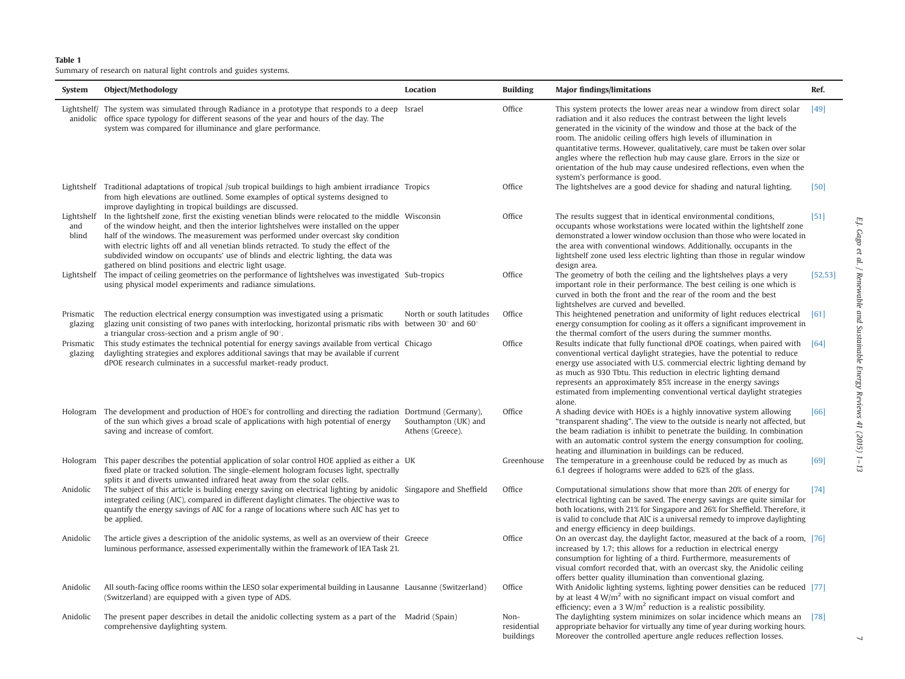**Table 1**
Summary of research on natural light controls and guides systems.

| System | Object/Methodology | Location | Building | Major findings/limitations | Ref. |
|---|---|---|---|---|---|
| Lightshelf/ anidolic | The system was simulated through Radiance in a prototype that responds to a deep office space typology for different seasons of the year and hours of the day. The system was compared for illuminance and glare performance. | Israel | Office | This system protects the lower areas near a window from direct solar radiation and it also reduces the contrast between the light levels generated in the vicinity of the window and those at the back of the room. The anidolic ceiling offers high levels of illumination in quantitative terms. However, qualitatively, care must be taken over solar angles where the reflection hub may cause glare. Errors in the size or orientation of the hub may cause undesired reflections, even when the system's performance is good. | [49] |
| Lightshelf | Traditional adaptations of tropical /sub tropical buildings to high ambient irradiance from high elevations are outlined. Some examples of optical systems designed to improve daylighting in tropical buildings are discussed. | Tropics | Office | The lightshelves are a good device for shading and natural lighting. | [50] |
| Lightshelf and blind | In the lightshelf zone, first the existing venetian blinds were relocated to the middle of the window height, and then the interior lightshelves were installed on the upper half of the windows. The measurement was performed under overcast sky condition with electric lights off and all venetian blinds retracted. To study the effect of the subdivided window on occupants' use of blinds and electric lighting, the data was gathered on blind positions and electric light usage. | Wisconsin | Office | The results suggest that in identical environmental conditions, occupants whose workstations were located within the lightshelf zone demonstrated a lower window occlusion than those who were located in the area with conventional windows. Additionally, occupants in the lightshelf zone used less electric lighting than those in regular window design area. | [51] |
| Lightshelf | The impact of ceiling geometries on the performance of lightshelves was investigated using physical model experiments and radiance simulations. | Sub-tropics | Office | The geometry of both the ceiling and the lightshelves plays a very important role in their performance. The best ceiling is one which is curved in both the front and the rear of the room and the best lightshelves are curved and bevelled. | [52,53] |
| Prismatic glazing | The reduction electrical energy consumption was investigated using a prismatic glazing unit consisting of two panes with interlocking, horizontal prismatic ribs with a triangular cross-section and a prism angle of 90°. | North or south latitudes between 30° and 60° | Office | This heightened penetration and uniformity of light reduces electrical energy consumption for cooling as it offers a significant improvement in the thermal comfort of the users during the summer months. | [61] |
| Prismatic glazing | This study estimates the technical potential for energy savings available from vertical daylighting strategies and explores additional savings that may be available if current dPOE research culminates in a successful market-ready product. | Chicago | Office | Results indicate that fully functional dPOE coatings, when paired with conventional vertical daylight strategies, have the potential to reduce energy use associated with U.S. commercial electric lighting demand by as much as 930 Tbtu. This reduction in electric lighting demand represents an approximately 85% increase in the energy savings estimated from implementing conventional vertical daylight strategies alone. | [64] |
| Hologram | The development and production of HOE's for controlling and directing the radiation of the sun which gives a broad scale of applications with high potential of energy saving and increase of comfort. | Dortmund (Germany), Southampton (UK) and Athens (Greece). | Office | A shading device with HOEs is a highly innovative system allowing "transparent shading". The view to the outside is nearly not affected, but the beam radiation is inhibit to penetrate the building. In combination with an automatic control system the energy consumption for cooling, heating and illumination in buildings can be reduced. | [66] |
| Hologram | This paper describes the potential application of solar control HOE applied as either a fixed plate or tracked solution. The single-element hologram focuses light, spectrally splits it and diverts unwanted infrared heat away from the solar cells. | UK | Greenhouse | The temperature in a greenhouse could be reduced by as much as 6.1 degrees if holograms were added to 62% of the glass. | [69] |
| Anidolic | The subject of this article is building energy saving on electrical lighting by anidolic integrated ceiling (AIC), compared in different daylight climates. The objective was to quantify the energy savings of AIC for a range of locations where such AIC has yet to be applied. | Singapore and Sheffield | Office | Computational simulations show that more than 20% of energy for electrical lighting can be saved. The energy savings are quite similar for both locations, with 21% for Singapore and 26% for Sheffield. Therefore, it is valid to conclude that AIC is a universal remedy to improve daylighting and energy efficiency in deep buildings. | [74] |
| Anidolic | The article gives a description of the anidolic systems, as well as an overview of their luminous performance, assessed experimentally within the framework of IEA Task 21. | Greece | Office | On an overcast day, the daylight factor, measured at the back of a room, increased by 1.7; this allows for a reduction in electrical energy consumption for lighting of a third. Furthermore, measurements of visual comfort recorded that, with an overcast sky, the Anidolic ceiling offers better quality illumination than conventional glazing. | [76] |
| Anidolic | All south-facing office rooms within the LESO solar experimental building in Lausanne (Switzerland) are equipped with a given type of ADS. | Lausanne (Switzerland) | Office | With Anidolic lighting systems, lighting power densities can be reduced by at least 4 W/m$^2$ with no significant impact on visual comfort and efficiency; even a 3 W/m$^2$ reduction is a realistic possibility. | [77] |
| Anidolic | The present paper describes in detail the anidolic collecting system as a part of the comprehensive daylighting system. | Madrid (Spain) | Non-residential buildings | The daylighting system minimizes on solar incidence which means an appropriate behavior for virtually any time of year during working hours. Moreover the controlled aperture angle reduces reflection losses. | [78] |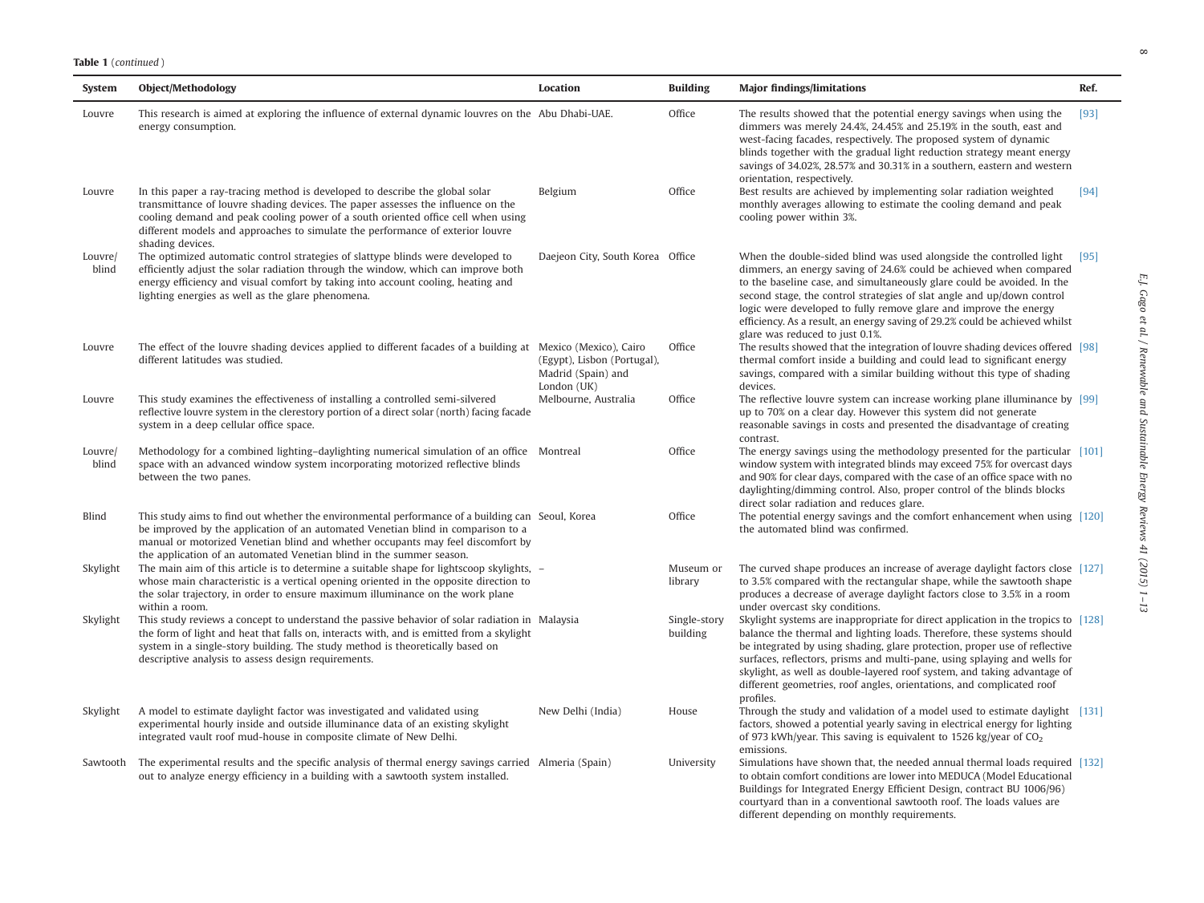**Table 1** (*continued*)

| System | Object/Methodology | Location | Building | Major findings/limitations | Ref. |
|---|---|---|---|---|---|
| Louvre | This research is aimed at exploring the influence of external dynamic louvres on the energy consumption. | Abu Dhabi-UAE. | Office | The results showed that the potential energy savings when using the dimmers was merely 24.4%, 24.45% and 25.19% in the south, east and west-facing facades, respectively. The proposed system of dynamic blinds together with the gradual light reduction strategy meant energy savings of 34.02%, 28.57% and 30.31% in a southern, eastern and western orientation, respectively. | [93] |
| Louvre | In this paper a ray-tracing method is developed to describe the global solar transmittance of louvre shading devices. The paper assesses the influence on the cooling demand and peak cooling power of a south oriented office cell when using different models and approaches to simulate the performance of exterior louvre shading devices. | Belgium | Office | Best results are achieved by implementing solar radiation weighted monthly averages allowing to estimate the cooling demand and peak cooling power within 3%. | [94] |
| Louvre/ blind | The optimized automatic control strategies of slattype blinds were developed to efficiently adjust the solar radiation through the window, which can improve both energy efficiency and visual comfort by taking into account cooling, heating and lighting energies as well as the glare phenomena. | Daejeon City, South Korea | Office | When the double-sided blind was used alongside the controlled light dimmers, an energy saving of 24.6% could be achieved when compared to the baseline case, and simultaneously glare could be avoided. In the second stage, the control strategies of slat angle and up/down control logic were developed to fully remove glare and improve the energy efficiency. As a result, an energy saving of 29.2% could be achieved whilst glare was reduced to just 0.1%. | [95] |
| Louvre | The effect of the louvre shading devices applied to different facades of a building at different latitudes was studied. | Mexico (Mexico), Cairo (Egypt), Lisbon (Portugal), Madrid (Spain) and London (UK) | Office | The results showed that the integration of louvre shading devices offered thermal comfort inside a building and could lead to significant energy savings, compared with a similar building without this type of shading devices. | [98] |
| Louvre | This study examines the effectiveness of installing a controlled semi-silvered reflective louvre system in the clerestory portion of a direct solar (north) facing facade system in a deep cellular office space. | Melbourne, Australia | Office | The reflective louvre system can increase working plane illuminance by up to 70% on a clear day. However this system did not generate reasonable savings in costs and presented the disadvantage of creating contrast. | [99] |
| Louvre/ blind | Methodology for a combined lighting–daylighting numerical simulation of an office space with an advanced window system incorporating motorized reflective blinds between the two panes. | Montreal | Office | The energy savings using the methodology presented for the particular window system with integrated blinds may exceed 75% for overcast days and 90% for clear days, compared with the case of an office space with no daylighting/dimming control. Also, proper control of the blinds blocks direct solar radiation and reduces glare. | [101] |
| Blind | This study aims to find out whether the environmental performance of a building can be improved by the application of an automated Venetian blind in comparison to a manual or motorized Venetian blind and whether occupants may feel discomfort by the application of an automated Venetian blind in the summer season. | Seoul, Korea | Office | The potential energy savings and the comfort enhancement when using the automated blind was confirmed. | [120] |
| Skylight | The main aim of this article is to determine a suitable shape for lightscoop skylights, whose main characteristic is a vertical opening oriented in the opposite direction to the solar trajectory, in order to ensure maximum illuminance on the work plane within a room. | – | Museum or library | The curved shape produces an increase of average daylight factors close to 3.5% compared with the rectangular shape, while the sawtooth shape produces a decrease of average daylight factors close to 3.5% in a room under overcast sky conditions. | [127] |
| Skylight | This study reviews a concept to understand the passive behavior of solar radiation in the form of light and heat that falls on, interacts with, and is emitted from a skylight system in a single-story building. The study method is theoretically based on descriptive analysis to assess design requirements. | Malaysia | Single-story building | Skylight systems are inappropriate for direct application in the tropics to balance the thermal and lighting loads. Therefore, these systems should be integrated by using shading, glare protection, proper use of reflective surfaces, reflectors, prisms and multi-pane, using splaying and wells for skylight, as well as double-layered roof system, and taking advantage of different geometries, roof angles, orientations, and complicated roof profiles. | [128] |
| Skylight | A model to estimate daylight factor was investigated and validated using experimental hourly inside and outside illuminance data of an existing skylight integrated vault roof mud-house in composite climate of New Delhi. | New Delhi (India) | House | Through the study and validation of a model used to estimate daylight factors, showed a potential yearly saving in electrical energy for lighting of 973 kWh/year. This saving is equivalent to 1526 kg/year of $CO_2$ emissions. | [131] |
| Sawtooth | The experimental results and the specific analysis of thermal energy savings carried out to analyze energy efficiency in a building with a sawtooth system installed. | Almeria (Spain) | University | Simulations have shown that, the needed annual thermal loads required to obtain comfort conditions are lower into MEDUCA (Model Educational Buildings for Integrated Energy Efficient Design, contract BU 1006/96) courtyard than in a conventional sawtooth roof. The loads values are different depending on monthly requirements. | [132] |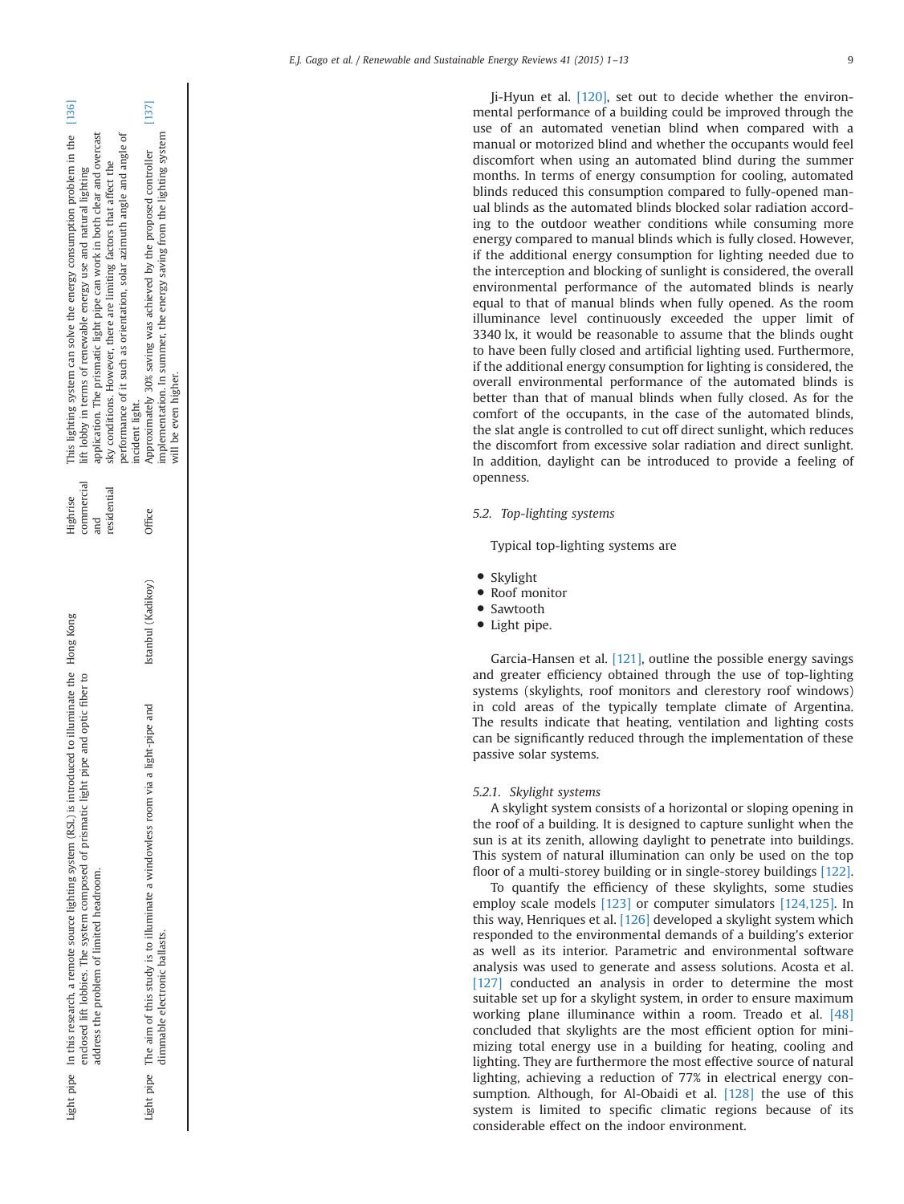| | | | | | |
|---|---|---|---|---|---|
| Light pipe | In this research, a remote source lighting system (RSL) is introduced to illuminate the enclosed lift lobbies. The system composed of prismatic light pipe and optic fiber to address the problem of limited headroom. | Hong Kong | Highrise commercial and residential | This lighting system can solve the energy consumption problem in the lift lobby in terms of renewable energy use and natural lighting application. The prismatic light pipe can work in both clear and overcast sky conditions. However, there are limiting factors that affect the performance of it such as orientation, solar azimuth angle and angle of incident light. | [136] |
| Light pipe | The aim of this study is to illuminate a windowless room via a light-pipe and dimmable electronic ballasts. | Istanbul (Kadikoy) | Office | Approximately 30% saving was achieved by the proposed controller implementation. In summer, the energy saving from the lighting system will be even higher. | [137] |

Ji-Hyun et al. [120], set out to decide whether the environmental performance of a building could be improved through the use of an automated venetian blind when compared with a manual or motorized blind and whether the occupants would feel discomfort when using an automated blind during the summer months. In terms of energy consumption for cooling, automated blinds reduced this consumption compared to fully-opened manual blinds as the automated blinds blocked solar radiation according to the outdoor weather conditions while consuming more energy compared to manual blinds which is fully closed. However, if the additional energy consumption for lighting needed due to the interception and blocking of sunlight is considered, the overall environmental performance of the automated blinds is nearly equal to that of manual blinds when fully opened. As the room illuminance level continuously exceeded the upper limit of 3340 lx, it would be reasonable to assume that the blinds ought to have been fully closed and artificial lighting used. Furthermore, if the additional energy consumption for lighting is considered, the overall environmental performance of the automated blinds is better than that of manual blinds when fully closed. As for the comfort of the occupants, in the case of the automated blinds, the slat angle is controlled to cut off direct sunlight, which reduces the discomfort from excessive solar radiation and direct sunlight. In addition, daylight can be introduced to provide a feeling of openness.

### 5.2. Top-lighting systems

Typical top-lighting systems are

- Skylight
- Roof monitor
- Sawtooth
- Light pipe.

Garcia-Hansen et al. [121], outline the possible energy savings and greater efficiency obtained through the use of top-lighting systems (skylights, roof monitors and clerestory roof windows) in cold areas of the typically template climate of Argentina. The results indicate that heating, ventilation and lighting costs can be significantly reduced through the implementation of these passive solar systems.

#### 5.2.1. Skylight systems

A skylight system consists of a horizontal or sloping opening in the roof of a building. It is designed to capture sunlight when the sun is at its zenith, allowing daylight to penetrate into buildings. This system of natural illumination can only be used on the top floor of a multi-storey building or in single-storey buildings [122].

To quantify the efficiency of these skylights, some studies employ scale models [123] or computer simulators [124,125]. In this way, Henriques et al. [126] developed a skylight system which responded to the environmental demands of a building's exterior as well as its interior. Parametric and environmental software analysis was used to generate and assess solutions. Acosta et al. [127] conducted an analysis in order to determine the most suitable set up for a skylight system, in order to ensure maximum working plane illuminance within a room. Treado et al. [48] concluded that skylights are the most efficient option for minimizing total energy use in a building for heating, cooling and lighting. They are furthermore the most effective source of natural lighting, achieving a reduction of 77% in electrical energy consumption. Although, for Al-Obaidi et al. [128] the use of this system is limited to specific climatic regions because of its considerable effect on the indoor environment.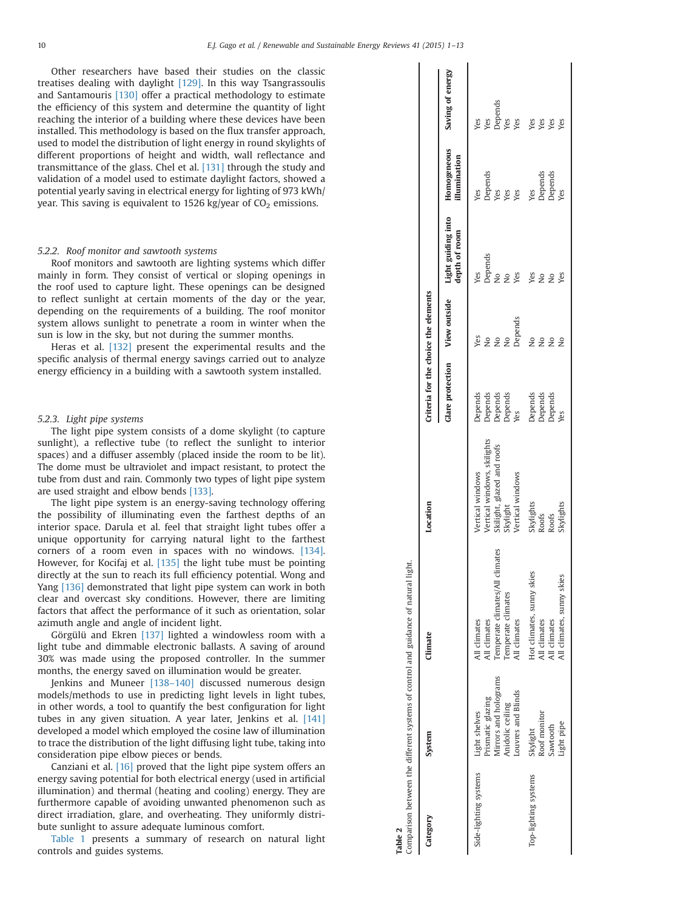Other researchers have based their studies on the classic treatises dealing with daylight [129]. In this way Tsangrassoulis and Santamouris [130] offer a practical methodology to estimate the efficiency of this system and determine the quantity of light reaching the interior of a building where these devices have been installed. This methodology is based on the flux transfer approach, used to model the distribution of light energy in round skylights of different proportions of height and width, wall reflectance and transmittance of the glass. Chel et al. [131] through the study and validation of a model used to estimate daylight factors, showed a potential yearly saving in electrical energy for lighting of 973 kWh/year. This saving is equivalent to 1526 kg/year of $CO_2$ emissions.

### 5.2.2. Roof monitor and sawtooth systems

Roof monitors and sawtooth are lighting systems which differ mainly in form. They consist of vertical or sloping openings in the roof used to capture light. These openings can be designed to reflect sunlight at certain moments of the day or the year, depending on the requirements of a building. The roof monitor system allows sunlight to penetrate a room in winter when the sun is low in the sky, but not during the summer months.

Heras et al. [132] present the experimental results and the specific analysis of thermal energy savings carried out to analyze energy efficiency in a building with a sawtooth system installed.

### 5.2.3. Light pipe systems

The light pipe system consists of a dome skylight (to capture sunlight), a reflective tube (to reflect the sunlight to interior spaces) and a diffuser assembly (placed inside the room to be lit). The dome must be ultraviolet and impact resistant, to protect the tube from dust and rain. Commonly two types of light pipe system are used straight and elbow bends [133].

The light pipe system is an energy-saving technology offering the possibility of illuminating even the farthest depths of an interior space. Darula et al. feel that straight light tubes offer a unique opportunity for carrying natural light to the farthest corners of a room even in spaces with no windows. [134]. However, for Kocifaj et al. [135] the light tube must be pointing directly at the sun to reach its full efficiency potential. Wong and Yang [136] demonstrated that light pipe system can work in both clear and overcast sky conditions. However, there are limiting factors that affect the performance of it such as orientation, solar azimuth angle and angle of incident light.

Görgülü and Ekren [137] lighted a windowless room with a light tube and dimmable electronic ballasts. A saving of around 30% was made using the proposed controller. In the summer months, the energy saved on illumination would be greater.

Jenkins and Muneer [138–140] discussed numerous design models/methods to use in predicting light levels in light tubes, in other words, a tool to quantify the best configuration for light tubes in any given situation. A year later, Jenkins et al. [141] developed a model which employed the cosine law of illumination to trace the distribution of the light diffusing light tube, taking into consideration pipe elbow pieces or bends.

Canziani et al. [16] proved that the light pipe system offers an energy saving potential for both electrical energy (used in artificial illumination) and thermal (heating and cooling) energy. They are furthermore capable of avoiding unwanted phenomenon such as direct irradiation, glare, and overheating. They uniformly distribute sunlight to assure adequate luminous comfort.

Table 1 presents a summary of research on natural light controls and guides systems.

**Table 2**
Comparison between the different systems of control and guidance of natural light.

| Category | System | Climate | Location | Criteria for the choice the elements | | | | |
|---|---|---|---|---|---|---|---|---|
| | | | | Glare protection | View outside | Light guiding into depth of room | Homogeneous illumination | Saving of energy |
| Side-lighting systems | Light shelves | All climates | Vertical windows | Depends | Yes | Yes | Yes | Yes |
| | Prismatic glazing | All climates | Vertical windows, skilights | Depends | No | Depends | Depends | Yes |
| | Mirrors and holograms | Temperate climates/All climates | Skilight, glazed and roofs | Depends | No | No | Yes | Depends |
| | Anidolic ceiling | Temperate climates | Skylight | Depends | No | No | Yes | Yes |
| | Louvres and Blinds | All climates | Vertical windows | Yes | Depends | Yes | Yes | Yes |
| Top-lighting systems | Skylight | Hot climates, sunny skies | Skylights | Depends | No | Yes | Yes | Yes |
| | Roof monitor | All climates | Roofs | Depends | No | No | Depends | Yes |
| | Sawtooth | All climates | Roofs | Depends | No | No | Depends | Yes |
| | Light pipe | All climates, sunny skies | Skylights | Yes | No | Yes | Yes | Yes |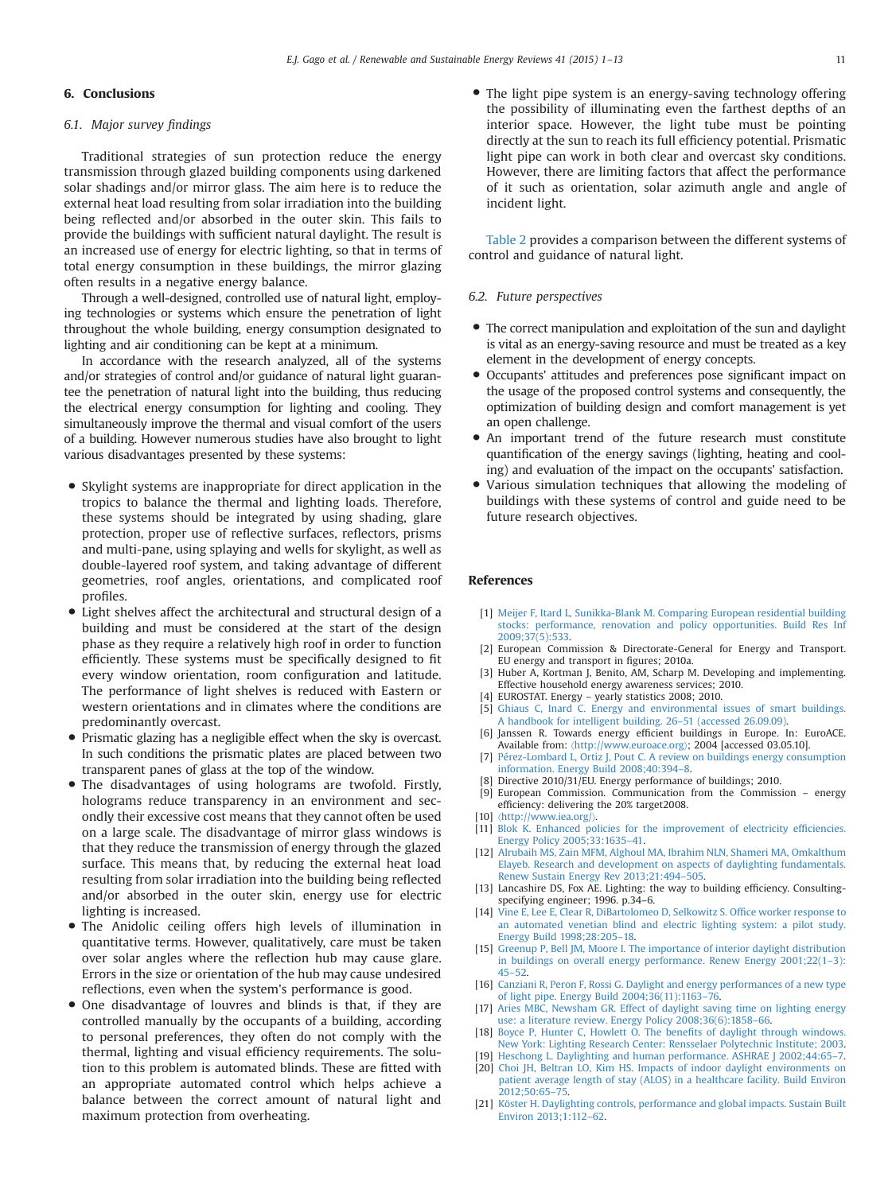## 6. Conclusions

### 6.1. Major survey findings

Traditional strategies of sun protection reduce the energy transmission through glazed building components using darkened solar shadings and/or mirror glass. The aim here is to reduce the external heat load resulting from solar irradiation into the building being reflected and/or absorbed in the outer skin. This fails to provide the buildings with sufficient natural daylight. The result is an increased use of energy for electric lighting, so that in terms of total energy consumption in these buildings, the mirror glazing often results in a negative energy balance.

Through a well-designed, controlled use of natural light, employing technologies or systems which ensure the penetration of light throughout the whole building, energy consumption designated to lighting and air conditioning can be kept at a minimum.

In accordance with the research analyzed, all of the systems and/or strategies of control and/or guidance of natural light guarantee the penetration of natural light into the building, thus reducing the electrical energy consumption for lighting and cooling. They simultaneously improve the thermal and visual comfort of the users of a building. However numerous studies have also brought to light various disadvantages presented by these systems:

- Skylight systems are inappropriate for direct application in the tropics to balance the thermal and lighting loads. Therefore, these systems should be integrated by using shading, glare protection, proper use of reflective surfaces, reflectors, prisms and multi-pane, using splaying and wells for skylight, as well as double-layered roof system, and taking advantage of different geometries, roof angles, orientations, and complicated roof profiles.
- Light shelves affect the architectural and structural design of a building and must be considered at the start of the design phase as they require a relatively high roof in order to function efficiently. These systems must be specifically designed to fit every window orientation, room configuration and latitude. The performance of light shelves is reduced with Eastern or western orientations and in climates where the conditions are predominantly overcast.
- Prismatic glazing has a negligible effect when the sky is overcast. In such conditions the prismatic plates are placed between two transparent panes of glass at the top of the window.
- The disadvantages of using holograms are twofold. Firstly, holograms reduce transparency in an environment and secondly their excessive cost means that they cannot often be used on a large scale. The disadvantage of mirror glass windows is that they reduce the transmission of energy through the glazed surface. This means that, by reducing the external heat load resulting from solar irradiation into the building being reflected and/or absorbed in the outer skin, energy use for electric lighting is increased.
- The Anidolic ceiling offers high levels of illumination in quantitative terms. However, qualitatively, care must be taken over solar angles where the reflection hub may cause glare. Errors in the size or orientation of the hub may cause undesired reflections, even when the system's performance is good.
- One disadvantage of louvres and blinds is that, if they are controlled manually by the occupants of a building, according to personal preferences, they often do not comply with the thermal, lighting and visual efficiency requirements. The solution to this problem is automated blinds. These are fitted with an appropriate automated control which helps achieve a balance between the correct amount of natural light and maximum protection from overheating.
- The light pipe system is an energy-saving technology offering the possibility of illuminating even the farthest depths of an interior space. However, the light tube must be pointing directly at the sun to reach its full efficiency potential. Prismatic light pipe can work in both clear and overcast sky conditions. However, there are limiting factors that affect the performance of it such as orientation, solar azimuth angle and angle of incident light.

Table 2 provides a comparison between the different systems of control and guidance of natural light.

### 6.2. Future perspectives

- The correct manipulation and exploitation of the sun and daylight is vital as an energy-saving resource and must be treated as a key element in the development of energy concepts.
- Occupants' attitudes and preferences pose significant impact on the usage of the proposed control systems and consequently, the optimization of building design and comfort management is yet an open challenge.
- An important trend of the future research must constitute quantification of the energy savings (lighting, heating and cooling) and evaluation of the impact on the occupants' satisfaction.
- Various simulation techniques that allowing the modeling of buildings with these systems of control and guide need to be future research objectives.

## References

[1] Meijer F, Itard L, Sunikka-Blank M. Comparing European residential building stocks: performance, renovation and policy opportunities. Build Res Inf 2009;37(5):533.

[2] European Commission & Directorate-General for Energy and Transport. EU energy and transport in figures; 2010a.

[3] Huber A, Kortman J, Benito, AM, Scharp M. Developing and implementing. Effective household energy awareness services; 2010.

[4] EUROSTAT. Energy – yearly statistics 2008; 2010.

[5] Ghiaus C, Inard C. Energy and environmental issues of smart buildings. A handbook for intelligent building, 26–51 (accessed 26.09.09).

[6] Janssen R. Towards energy efficient buildings in Europe. In: EuroACE. Available from: ⟨http://www.euroace.org⟩; 2004 [accessed 03.05.10].

[7] Pérez-Lombard L, Ortiz J, Pout C. A review on buildings energy consumption information. Energy Build 2008;40:394–8.

[8] Directive 2010/31/EU. Energy performance of buildings; 2010.

[9] European Commission. Communication from the Commission – energy efficiency: delivering the 20% target2008.

[10] ⟨http://www.iea.org/⟩.

[11] Blok K. Enhanced policies for the improvement of electricity efficiencies. Energy Policy 2005;33:1635–41.

[12] Alrubaih MS, Zain MFM, Alghoul MA, Ibrahim NLN, Shameri MA, Omkalthum Elayeb. Research and development on aspects of daylighting fundamentals. Renew Sustain Energy Rev 2013;21:494–505.

[13] Lancashire DS, Fox AE. Lighting: the way to building efficiency. Consulting-specifying engineer; 1996. p.34–6.

[14] Vine E, Lee E, Clear R, DiBartolomeo D, Selkowitz S. Office worker response to an automated venetian blind and electric lighting system: a pilot study. Energy Build 1998;28:205–18.

[15] Greenup P, Bell JM, Moore I. The importance of interior daylight distribution in buildings on overall energy performance. Renew Energy 2001;22(1–3): 45–52.

[16] Canziani R, Peron F, Rossi G. Daylight and energy performances of a new type of light pipe. Energy Build 2004;36(11):1163–76.

[17] Aries MBC, Newsham GR. Effect of daylight saving time on lighting energy use: a literature review. Energy Policy 2008;36(6):1858–66.

[18] Boyce P, Hunter C, Howlett O. The benefits of daylight through windows. New York: Lighting Research Center: Rensselaer Polytechnic Institute; 2003.

[19] Heschong L. Daylighting and human performance. ASHRAE J 2002;44:65–7.

[20] Choi JH, Beltran LO, Kim HS. Impacts of indoor daylight environments on patient average length of stay (ALOS) in a healthcare facility. Build Environ 2012;50:65–75.

[21] Köster H. Daylighting controls, performance and global impacts. Sustain Built Environ 2013;1:112–62.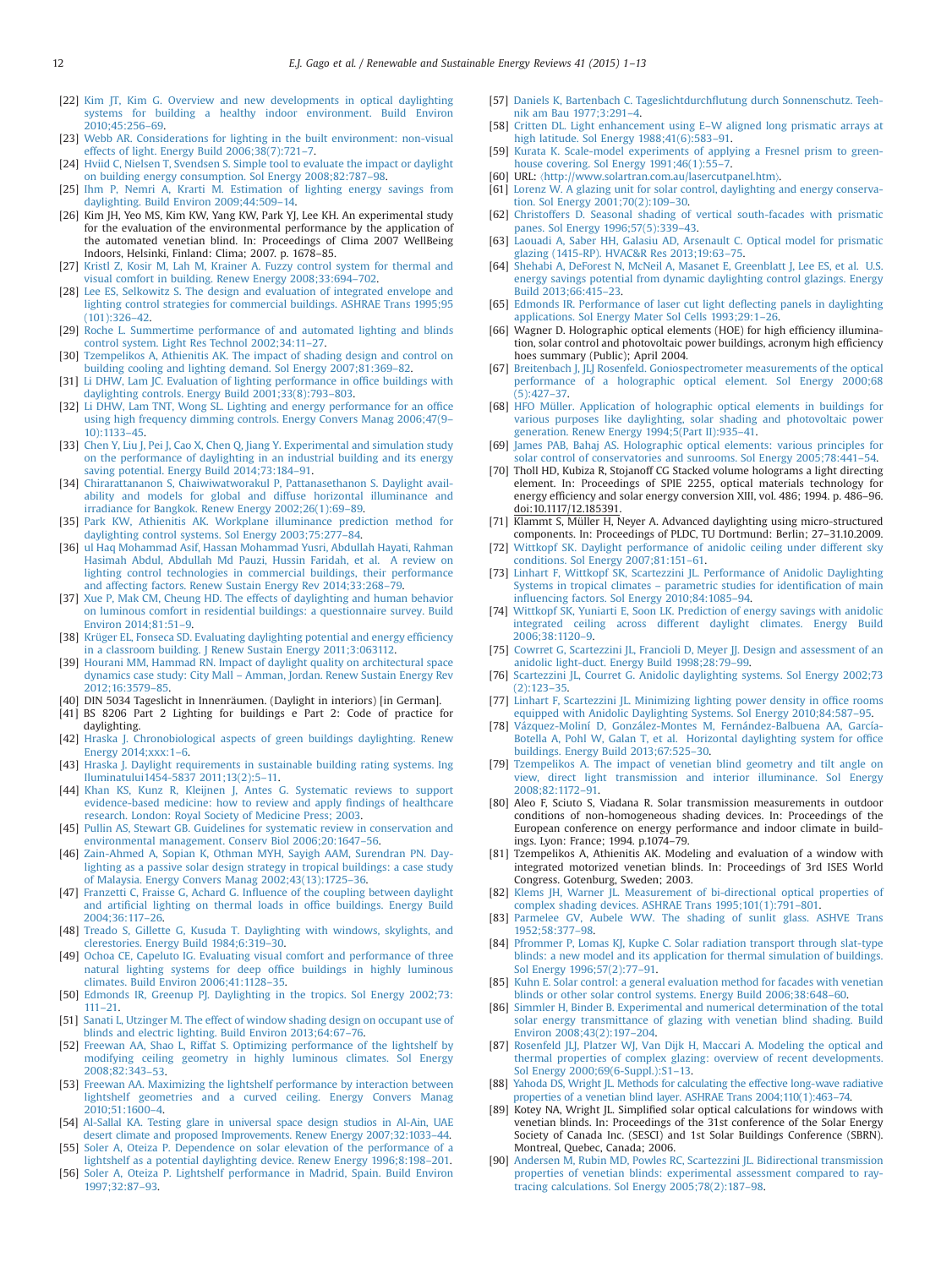[22] Kim JT, Kim G. Overview and new developments in optical daylighting systems for building a healthy indoor environment. Build Environ 2010;45:256–69.

[23] Webb AR. Considerations for lighting in the built environment: non-visual effects of light. Energy Build 2006;38(7):721–7.

[24] Hviid C, Nielsen T, Svendsen S. Simple tool to evaluate the impact or daylight on building energy consumption. Sol Energy 2008;82:787–98.

[25] Ihm P, Nemri A, Krarti M. Estimation of lighting energy savings from daylighting. Build Environ 2009;44:509–14.

[26] Kim JH, Yeo MS, Kim KW, Yang KW, Park YJ, Lee KH. An experimental study for the evaluation of the environmental performance by the application of the automated venetian blind. In: Proceedings of Clima 2007 WellBeing Indoors, Helsinki, Finland: Clima; 2007. p. 1678–85.

[27] Kristl Z, Kosir M, Lah M, Krainer A. Fuzzy control system for thermal and visual comfort in building. Renew Energy 2008;33:694–702.

[28] Lee ES, Selkowitz S. The design and evaluation of integrated envelope and lighting control strategies for commercial buildings. ASHRAE Trans 1995;95 (101):326–42.

[29] Roche L. Summertime performance of and automated lighting and blinds control system. Light Res Technol 2002;34:11–27.

[30] Tzempelikos A, Athienitis AK. The impact of shading design and control on building cooling and lighting demand. Sol Energy 2007;81:369–82.

[31] Li DHW, Lam JC. Evaluation of lighting performance in office buildings with daylighting controls. Energy Build 2001;33(8):793–803.

[32] Li DHW, Lam TNT, Wong SL. Lighting and energy performance for an office using high frequency dimming controls. Energy Convers Manag 2006;47(9–10):1133–45.

[33] Chen Y, Liu J, Pei J, Cao X, Chen Q, Jiang Y. Experimental and simulation study on the performance of daylighting in an industrial building and its energy saving potential. Energy Build 2014;73:184–91.

[34] Chirarattananon S, Chaiwiwatworakul P, Pattanasethanon S. Daylight availability and models for global and diffuse horizontal illuminance and irradiance for Bangkok. Renew Energy 2002;26(1):69–89.

[35] Park KW, Athienitis AK. Workplane illuminance prediction method for daylighting control systems. Sol Energy 2003;75:277–84.

[36] ul Haq Mohammad Asif, Hassan Mohammad Yusri, Abdullah Hayati, Rahman Hasimah Abdul, Abdullah Md Pauzi, Hussin Faridah, et al. A review on lighting control technologies in commercial buildings, their performance and affecting factors. Renew Sustain Energy Rev 2014;33:268–79.

[37] Xue P, Mak CM, Cheung HD. The effects of daylighting and human behavior on luminous comfort in residential buildings: a questionnaire survey. Build Environ 2014;81:51–9.

[38] Krüger EL, Fonseca SD. Evaluating daylighting potential and energy efficiency in a classroom building. J Renew Sustain Energy 2011;3:063112.

[39] Hourani MM, Hammad RN. Impact of daylight quality on architectural space dynamics case study: City Mall – Amman, Jordan. Renew Sustain Energy Rev 2012;16:3579–85.

[40] DIN 5034 Tageslicht in Innenräumen. (Daylight in interiors) [in German].

[41] BS 8206 Part 2 Lighting for buildings e Part 2: Code of practice for daylighting.

[42] Hraska J. Chronobiological aspects of green buildings daylighting. Renew Energy 2014;xxx:1–6.

[43] Hraska J. Daylight requirements in sustainable building rating systems. Ing Iluminatului1454-5837 2011;13(2):5–11.

[44] Khan KS, Kunz R, Kleijnen J, Antes G. Systematic reviews to support evidence-based medicine: how to review and apply findings of healthcare research. London: Royal Society of Medicine Press; 2003.

[45] Pullin AS, Stewart GB. Guidelines for systematic review in conservation and environmental management. Conserv Biol 2006;20:1647–56.

[46] Zain-Ahmed A, Sopian K, Othman MYH, Sayigh AAM, Surendran PN. Daylighting as a passive solar design strategy in tropical buildings: a case study of Malaysia. Energy Convers Manag 2002;43(13):1725–36.

[47] Franzetti C, Fraisse G, Achard G. Influence of the coupling between daylight and artificial lighting on thermal loads in office buildings. Energy Build 2004;36:117–26.

[48] Treado S, Gillette G, Kusuda T. Daylighting with windows, skylights, and clerestories. Energy Build 1984;6:319–30.

[49] Ochoa CE, Capeluto IG. Evaluating visual comfort and performance of three natural lighting systems for deep office buildings in highly luminous climates. Build Environ 2006;41:1128–35.

[50] Edmonds IR, Greenup PJ. Daylighting in the tropics. Sol Energy 2002;73: 111–21.

[51] Sanati L, Utzinger M. The effect of window shading design on occupant use of blinds and electric lighting. Build Environ 2013;64:67–76.

[52] Freewan AA, Shao L, Riffat S. Optimizing performance of the lightshelf by modifying ceiling geometry in highly luminous climates. Sol Energy 2008;82:343–53.

[53] Freewan AA. Maximizing the lightshelf performance by interaction between lightshelf geometries and a curved ceiling. Energy Convers Manag 2010;51:1600–4.

[54] Al-Sallal KA. Testing glare in universal space design studios in Al-Ain, UAE desert climate and proposed Improvements. Renew Energy 2007;32:1033–44.

[55] Soler A, Oteiza P. Dependence on solar elevation of the performance of a lightshelf as a potential daylighting device. Renew Energy 1996;8:198–201.

[56] Soler A, Oteiza P. Lightshelf performance in Madrid, Spain. Build Environ 1997;32:87–93.

[57] Daniels K, Bartenbach C. Tageslichtdurchflutung durch Sonnenschutz. Technik am Bau 1977;3:291–4.

[58] Critten DL. Light enhancement using E–W aligned long prismatic arrays at high latitude. Sol Energy 1988;41(6):583–91.

[59] Kurata K. Scale-model experiments of applying a Fresnel prism to greenhouse covering. Sol Energy 1991;46(1):55–7.

[60] URL: ⟨http://www.solartran.com.au/lasercutpanel.htm⟩.

[61] Lorenz W. A glazing unit for solar control, daylighting and energy conservation. Sol Energy 2001;70(2):109–30.

[62] Christoffers D. Seasonal shading of vertical south-facades with prismatic panes. Sol Energy 1996;57(5):339–43.

[63] Laouadi A, Saber HH, Galasiu AD, Arsenault C. Optical model for prismatic glazing (1415-RP). HVAC&R Res 2013;19:63–75.

[64] Shehabi A, DeForest N, McNeil A, Masanet E, Greenblatt J, Lee ES, et al. U.S. energy savings potential from dynamic daylighting control glazings. Energy Build 2013;66:415–23.

[65] Edmonds IR. Performance of laser cut light deflecting panels in daylighting applications. Sol Energy Mater Sol Cells 1993;29:1–26.

[66] Wagner D. Holographic optical elements (HOE) for high efficiency illumination, solar control and photovoltaic power buildings, acronym high efficiency hoes summary (Public); April 2004.

[67] Breitenbach J, JLJ Rosenfeld. Goniospectrometer measurements of the optical performance of a holographic optical element. Sol Energy 2000;68 (5):427–37.

[68] HFO Müller. Application of holographic optical elements in buildings for various purposes like daylighting, solar shading and photovoltaic power generation. Renew Energy 1994;5(Part II):935–41.

[69] James PAB, Bahaj AS. Holographic optical elements: various principles for solar control of conservatories and sunrooms. Sol Energy 2005;78:441–54.

[70] Tholl HD, Kubiza R, Stojanoff CG Stacked volume holograms a light directing element. In: Proceedings of SPIE 2255, optical materials technology for energy efficiency and solar energy conversion XIII, vol. 486; 1994. p. 486–96. doi:10.1117/12.185391.

[71] Klammt S, Müller H, Neyer A. Advanced daylighting using micro-structured components. In: Proceedings of PLDC, TU Dortmund: Berlin; 27–31.10.2009.

[72] Wittkopf SK. Daylight performance of anidolic ceiling under different sky conditions. Sol Energy 2007;81:151–61.

[73] Linhart F, Wittkopf SK, Scartezzini JL. Performance of Anidolic Daylighting Systems in tropical climates – parametric studies for identification of main influencing factors. Sol Energy 2010;84:1085–94.

[74] Wittkopf SK, Yuniarti E, Soon LK. Prediction of energy savings with anidolic integrated ceiling across different daylight climates. Energy Build 2006;38:1120–9.

[75] Cowrret G, Scartezzini JL, Francioli D, Meyer JJ. Design and assessment of an anidolic light-duct. Energy Build 1998;28:79–99.

[76] Scartezzini JL, Courret G. Anidolic daylighting systems. Sol Energy 2002;73 (2):123–35.

[77] Linhart F, Scartezzini JL. Minimizing lighting power density in office rooms equipped with Anidolic Daylighting Systems. Sol Energy 2010;84:587–95.

[78] Vázquez-Moliní D, González-Montes M, Fernández-Balbuena AA, García-Botella A, Pohl W, Galan T, et al. Horizontal daylighting system for office buildings. Energy Build 2013;67:525–30.

[79] Tzempelikos A. The impact of venetian blind geometry and tilt angle on view, direct light transmission and interior illuminance. Sol Energy 2008;82:1172–91.

[80] Aleo F, Sciuto S, Viadana R. Solar transmission measurements in outdoor conditions of non-homogeneous shading devices. In: Proceedings of the European conference on energy performance and indoor climate in buildings. Lyon: France; 1994. p.1074–79.

[81] Tzempelikos A, Athienitis AK. Modeling and evaluation of a window with integrated motorized venetian blinds. In: Proceedings of 3rd ISES World Congress. Gotenburg, Sweden; 2003.

[82] Klems JH, Warner JL. Measurement of bi-directional optical properties of complex shading devices. ASHRAE Trans 1995;101(1):791–801.

[83] Parmelee GV, Aubele WW. The shading of sunlit glass. ASHVE Trans 1952;58:377–98.

[84] Pfrommer P, Lomas KJ, Kupke C. Solar radiation transport through slat-type blinds: a new model and its application for thermal simulation of buildings. Sol Energy 1996;57(2):77–91.

[85] Kuhn E. Solar control: a general evaluation method for facades with venetian blinds or other solar control systems. Energy Build 2006;38:648–60.

[86] Simmler H, Binder B. Experimental and numerical determination of the total solar energy transmittance of glazing with venetian blind shading. Build Environ 2008;43(2):197–204.

[87] Rosenfeld JLJ, Platzer WJ, Van Dijk H, Maccari A. Modeling the optical and thermal properties of complex glazing: overview of recent developments. Sol Energy 2000;69(6-Suppl.):S1–13.

[88] Yahoda DS, Wright JL. Methods for calculating the effective long-wave radiative properties of a venetian blind layer. ASHRAE Trans 2004;110(1):463–74.

[89] Kotey NA, Wright JL. Simplified solar optical calculations for windows with venetian blinds. In: Proceedings of the 31st conference of the Solar Energy Society of Canada Inc. (SESCI) and 1st Solar Buildings Conference (SBRN). Montreal, Quebec, Canada; 2006.

[90] Andersen M, Rubin MD, Powles RC, Scartezzini JL. Bidirectional transmission properties of venetian blinds: experimental assessment compared to ray-tracing calculations. Sol Energy 2005;78(2):187–98.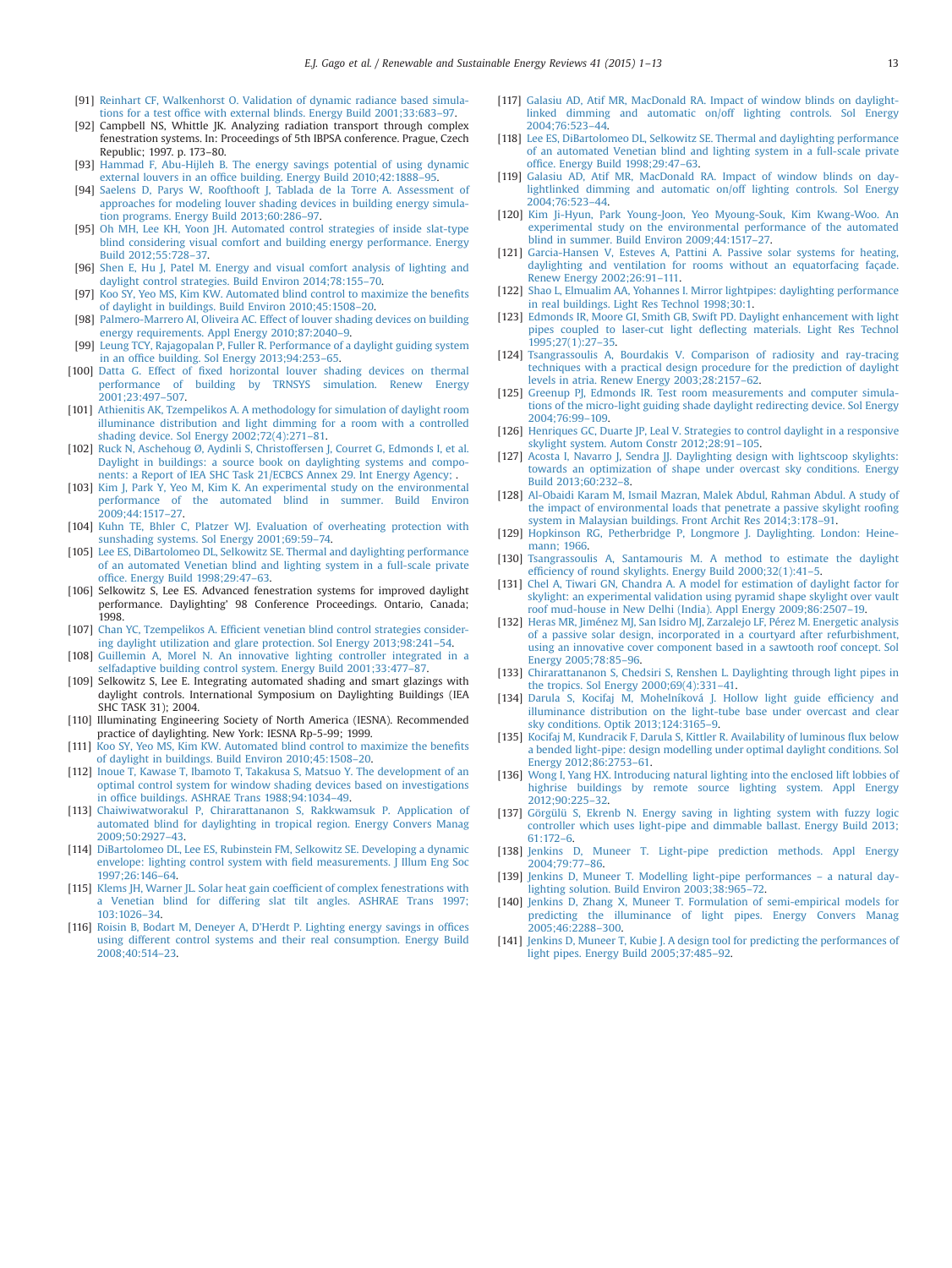[91] Reinhart CF, Walkenhorst O. Validation of dynamic radiance based simulations for a test office with external blinds. Energy Build 2001;33:683–97.

[92] Campbell NS, Whittle JK. Analyzing radiation transport through complex fenestration systems. In: Proceedings of 5th IBPSA conference. Prague, Czech Republic; 1997. p. 173–80.

[93] Hammad F, Abu-Hijleh B. The energy savings potential of using dynamic external louvers in an office building. Energy Build 2010;42:1888–95.

[94] Saelens D, Parys W, Roofthooft J, Tablada de la Torre A. Assessment of approaches for modeling louver shading devices in building energy simulation programs. Energy Build 2013;60:286–97.

[95] Oh MH, Lee KH, Yoon JH. Automated control strategies of inside slat-type blind considering visual comfort and building energy performance. Energy Build 2012;55:728–37.

[96] Shen E, Hu J, Patel M. Energy and visual comfort analysis of lighting and daylight control strategies. Build Environ 2014;78:155–70.

[97] Koo SY, Yeo MS, Kim KW. Automated blind control to maximize the benefits of daylight in buildings. Build Environ 2010;45:1508–20.

[98] Palmero-Marrero AI, Oliveira AC. Effect of louver shading devices on building energy requirements. Appl Energy 2010;87:2040–9.

[99] Leung TCY, Rajagopalan P, Fuller R. Performance of a daylight guiding system in an office building. Sol Energy 2013;94:253–65.

[100] Datta G. Effect of fixed horizontal louver shading devices on thermal performance of building by TRNSYS simulation. Renew Energy 2001;23:497–507.

[101] Athienitis AK, Tzempelikos A. A methodology for simulation of daylight room illuminance distribution and light dimming for a room with a controlled shading device. Sol Energy 2002;72(4):271–81.

[102] Ruck N, Aschehoug Ø, Aydinli S, Christoffersen J, Courret G, Edmonds I, et al. Daylight in buildings: a source book on daylighting systems and components: a Report of IEA SHC Task 21/ECBCS Annex 29. Int Energy Agency; .

[103] Kim J, Park Y, Yeo M, Kim K. An experimental study on the environmental performance of the automated blind in summer. Build Environ 2009;44:1517–27.

[104] Kuhn TE, Bhler C, Platzer WJ. Evaluation of overheating protection with sunshading systems. Sol Energy 2001;69:59–74.

[105] Lee ES, DiBartolomeo DL, Selkowitz SE. Thermal and daylighting performance of an automated Venetian blind and lighting system in a full-scale private office. Energy Build 1998;29:47–63.

[106] Selkowitz S, Lee ES. Advanced fenestration systems for improved daylight performance. Daylighting' 98 Conference Proceedings. Ontario, Canada; 1998.

[107] Chan YC, Tzempelikos A. Efficient venetian blind control strategies considering daylight utilization and glare protection. Sol Energy 2013;98:241–54.

[108] Guillemin A, Morel N. An innovative lighting controller integrated in a selfadaptive building control system. Energy Build 2001;33:477–87.

[109] Selkowitz S, Lee E. Integrating automated shading and smart glazings with daylight controls. International Symposium on Daylighting Buildings (IEA SHC TASK 31); 2004.

[110] Illuminating Engineering Society of North America (IESNA). Recommended practice of daylighting. New York: IESNA Rp-5-99; 1999.

[111] Koo SY, Yeo MS, Kim KW. Automated blind control to maximize the benefits of daylight in buildings. Build Environ 2010;45:1508–20.

[112] Inoue T, Kawase T, Ibamoto T, Takakusa S, Matsuo Y. The development of an optimal control system for window shading devices based on investigations in office buildings. ASHRAE Trans 1988;94:1034–49.

[113] Chaiwiwatworakul P, Chirarattananon S, Rakkwamsuk P. Application of automated blind for daylighting in tropical region. Energy Convers Manag 2009;50:2927–43.

[114] DiBartolomeo DL, Lee ES, Rubinstein FM, Selkowitz SE. Developing a dynamic envelope: lighting control system with field measurements. J Illum Eng Soc 1997;26:146–64.

[115] Klems JH, Warner JL. Solar heat gain coefficient of complex fenestrations with a Venetian blind for differing slat tilt angles. ASHRAE Trans 1997; 103:1026–34.

[116] Roisin B, Bodart M, Deneyer A, D'Herdt P. Lighting energy savings in offices using different control systems and their real consumption. Energy Build 2008;40:514–23.

[117] Galasiu AD, Atif MR, MacDonald RA. Impact of window blinds on daylight-linked dimming and automatic on/off lighting controls. Sol Energy 2004;76:523–44.

[118] Lee ES, DiBartolomeo DL, Selkowitz SE. Thermal and daylighting performance of an automated Venetian blind and lighting system in a full-scale private office. Energy Build 1998;29:47–63.

[119] Galasiu AD, Atif MR, MacDonald RA. Impact of window blinds on daylightlinked dimming and automatic on/off lighting controls. Sol Energy 2004;76:523–44.

[120] Kim Ji-Hyun, Park Young-Joon, Yeo Myoung-Souk, Kim Kwang-Woo. An experimental study on the environmental performance of the automated blind in summer. Build Environ 2009;44:1517–27.

[121] Garcia-Hansen V, Esteves A, Pattini A. Passive solar systems for heating, daylighting and ventilation for rooms without an equatorfacing façade. Renew Energy 2002;26:91–111.

[122] Shao L, Elmualim AA, Yohannes I. Mirror lightpipes: daylighting performance in real buildings. Light Res Technol 1998;30:1.

[123] Edmonds IR, Moore GI, Smith GB, Swift PD. Daylight enhancement with light pipes coupled to laser-cut light deflecting materials. Light Res Technol 1995;27(1):27–35.

[124] Tsangrassoulis A, Bourdakis V. Comparison of radiosity and ray-tracing techniques with a practical design procedure for the prediction of daylight levels in atria. Renew Energy 2003;28:2157–62.

[125] Greenup PJ, Edmonds IR. Test room measurements and computer simulations of the micro-light guiding shade daylight redirecting device. Sol Energy 2004;76:99–109.

[126] Henriques GC, Duarte JP, Leal V. Strategies to control daylight in a responsive skylight system. Autom Constr 2012;28:91–105.

[127] Acosta I, Navarro J, Sendra JJ. Daylighting design with lightscoop skylights: towards an optimization of shape under overcast sky conditions. Energy Build 2013;60:232–8.

[128] Al-Obaidi Karam M, Ismail Mazran, Malek Abdul, Rahman Abdul. A study of the impact of environmental loads that penetrate a passive skylight roofing system in Malaysian buildings. Front Archit Res 2014;3:178–91.

[129] Hopkinson RG, Petherbridge P, Longmore J. Daylighting. London: Heinemann; 1966.

[130] Tsangrassoulis A, Santamouris M. A method to estimate the daylight efficiency of round skylights. Energy Build 2000;32(1):41–5.

[131] Chel A, Tiwari GN, Chandra A. A model for estimation of daylight factor for skylight: an experimental validation using pyramid shape skylight over vault roof mud-house in New Delhi (India). Appl Energy 2009;86:2507–19.

[132] Heras MR, Jiménez MJ, San Isidro MJ, Zarzalejo LF, Pérez M. Energetic analysis of a passive solar design, incorporated in a courtyard after refurbishment, using an innovative cover component based in a sawtooth roof concept. Sol Energy 2005;78:85–96.

[133] Chirarattananon S, Chedsiri S, Renshen L. Daylighting through light pipes in the tropics. Sol Energy 2000;69(4):331–41.

[134] Darula S, Kocifaj M, Mohelníková J. Hollow light guide efficiency and illuminance distribution on the light-tube base under overcast and clear sky conditions. Optik 2013;124:3165–9.

[135] Kocifaj M, Kundracik F, Darula S, Kittler R. Availability of luminous flux below a bended light-pipe: design modelling under optimal daylight conditions. Sol Energy 2012;86:2753–61.

[136] Wong I, Yang HX. Introducing natural lighting into the enclosed lift lobbies of highrise buildings by remote source lighting system. Appl Energy 2012;90:225–32.

[137] Görgülü S, Ekrenb N. Energy saving in lighting system with fuzzy logic controller which uses light-pipe and dimmable ballast. Energy Build 2013; 61:172–6.

[138] Jenkins D, Muneer T. Light-pipe prediction methods. Appl Energy 2004;79:77–86.

[139] Jenkins D, Muneer T. Modelling light-pipe performances – a natural daylighting solution. Build Environ 2003;38:965–72.

[140] Jenkins D, Zhang X, Muneer T. Formulation of semi-empirical models for predicting the illuminance of light pipes. Energy Convers Manag 2005;46:2288–300.

[141] Jenkins D, Muneer T, Kubie J. A design tool for predicting the performances of light pipes. Energy Build 2005;37:485–92.